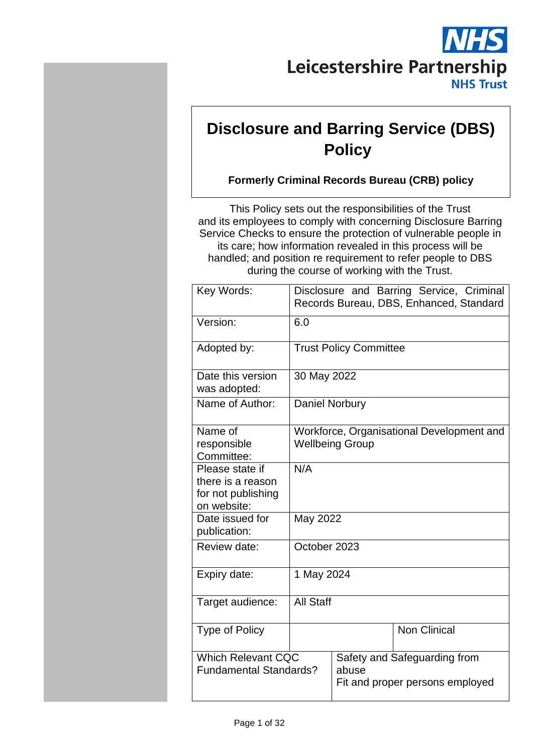Leicestershire Partnership
NHS Trust

# Disclosure and Barring Service (DBS) Policy

**Formerly Criminal Records Bureau (CRB) policy**

This Policy sets out the responsibilities of the Trust and its employees to comply with concerning Disclosure Barring Service Checks to ensure the protection of vulnerable people in its care; how information revealed in this process will be handled; and position re requirement to refer people to DBS during the course of working with the Trust.

| | | |
|---|---|---|
| Key Words: | Disclosure and Barring Service, Criminal Records Bureau, DBS, Enhanced, Standard | |
| Version: | 6.0 | |
| Adopted by: | Trust Policy Committee | |
| Date this version was adopted: | 30 May 2022 | |
| Name of Author: | Daniel Norbury | |
| Name of responsible Committee: | Workforce, Organisational Development and Wellbeing Group | |
| Please state if there is a reason for not publishing on website: | N/A | |
| Date issued for publication: | May 2022 | |
| Review date: | October 2023 | |
| Expiry date: | 1 May 2024 | |
| Target audience: | All Staff | |
| Type of Policy | | Non Clinical |
| Which Relevant CQC Fundamental Standards? | Safety and Safeguarding from abuse<br>Fit and proper persons employed | |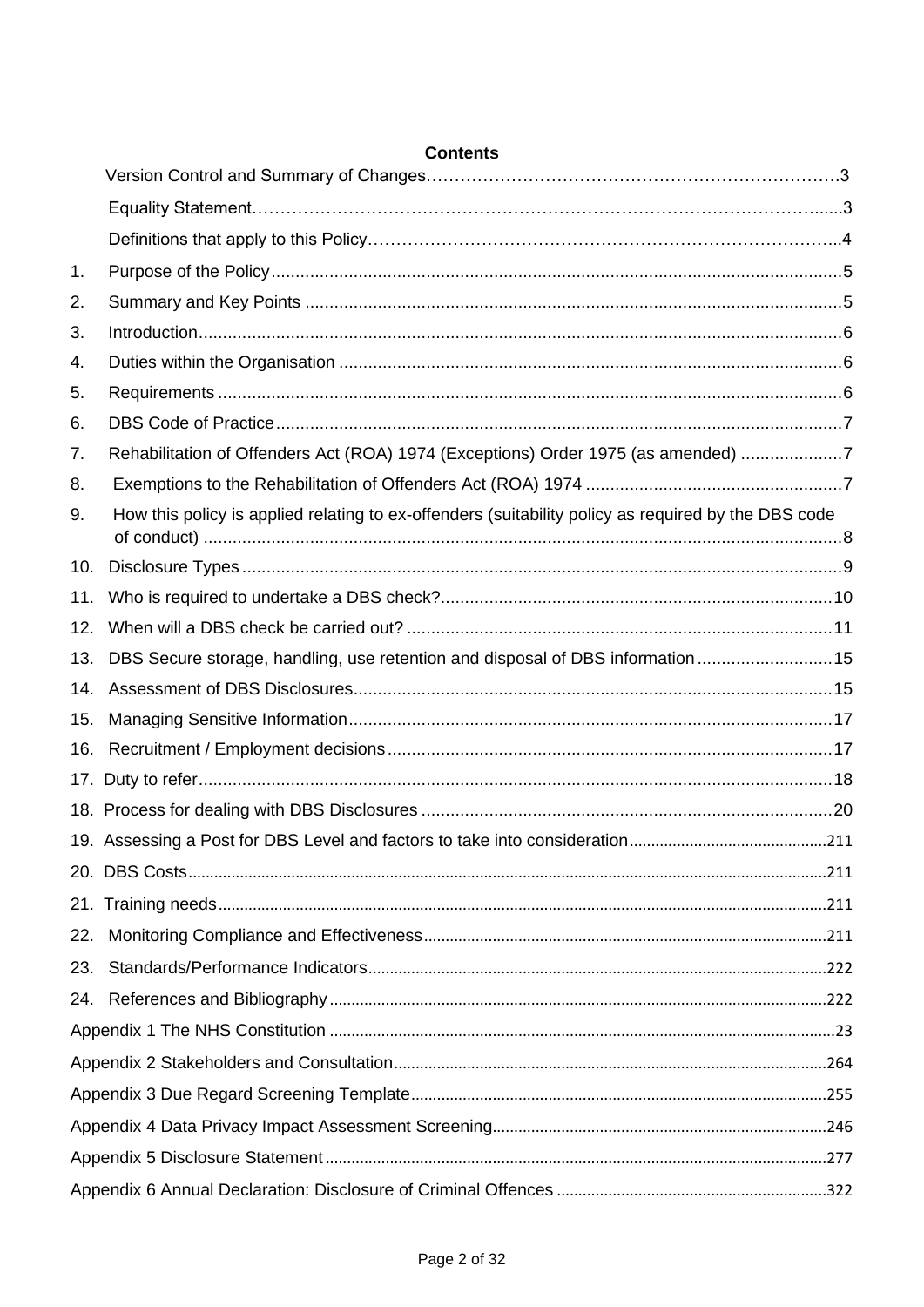**Contents**

Version Control and Summary of Changes……………………………………………………………….3

Equality Statement…………………………………………………………………………………......3

Definitions that apply to this Policy………………………………………………………………………..4

1. Purpose of the Policy.......................................................................................................................5
2. Summary and Key Points ..............................................................................................................5
3. Introduction......................................................................................................................................6
4. Duties within the Organisation .......................................................................................................6
5. Requirements ..................................................................................................................................6
6. DBS Code of Practice.....................................................................................................................7
7. Rehabilitation of Offenders Act (ROA) 1974 (Exceptions) Order 1975 (as amended) .....................7
8. Exemptions to the Rehabilitation of Offenders Act (ROA) 1974 .....................................................7
9. How this policy is applied relating to ex-offenders (suitability policy as required by the DBS code of conduct) ....................................................................................................................................8
10. Disclosure Types ............................................................................................................................9
11. Who is required to undertake a DBS check?................................................................................10
12. When will a DBS check be carried out? ........................................................................................11
13. DBS Secure storage, handling, use retention and disposal of DBS information ............................15
14. Assessment of DBS Disclosures..................................................................................................15
15. Managing Sensitive Information...................................................................................................17
16. Recruitment / Employment decisions............................................................................................17
17. Duty to refer...................................................................................................................................18
18. Process for dealing with DBS Disclosures .....................................................................................20
19. Assessing a Post for DBS Level and factors to take into consideration.............................................211
20. DBS Costs.....................................................................................................................................211
21. Training needs...............................................................................................................................211
22. Monitoring Compliance and Effectiveness.......................................................................................211
23. Standards/Performance Indicators....................................................................................................222
24. References and Bibliography..........................................................................................................222

Appendix 1 The NHS Constitution ..........................................................................................................23

Appendix 2 Stakeholders and Consultation...........................................................................................264

Appendix 3 Due Regard Screening Template........................................................................................255

Appendix 4 Data Privacy Impact Assessment Screening.......................................................................246

Appendix 5 Disclosure Statement ..........................................................................................................277

Appendix 6 Annual Declaration: Disclosure of Criminal Offences ........................................................322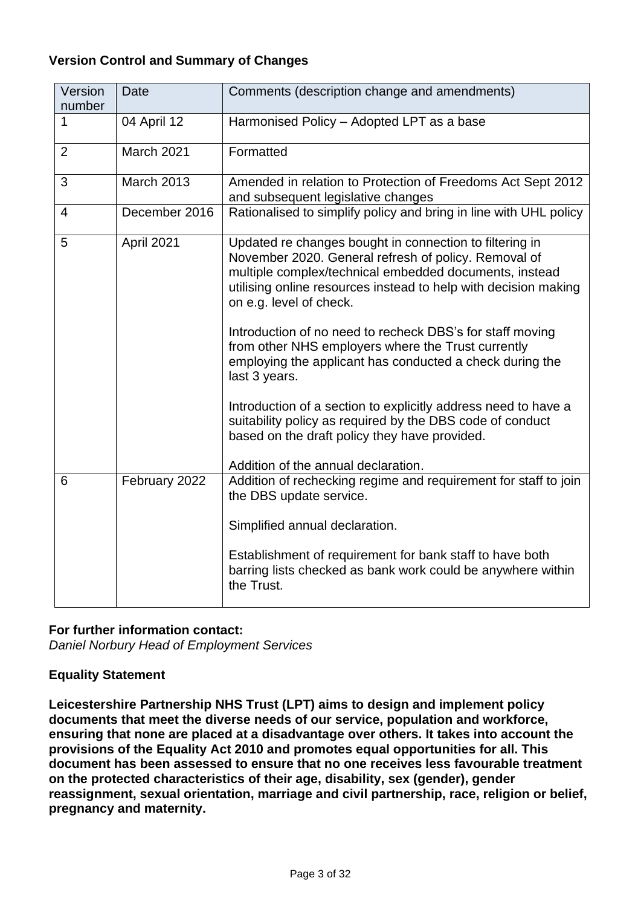**Version Control and Summary of Changes**

| Version number | Date | Comments (description change and amendments) |
|---|---|---|
| 1 | 04 April 12 | Harmonised Policy – Adopted LPT as a base |
| 2 | March 2021 | Formatted |
| 3 | March 2013 | Amended in relation to Protection of Freedoms Act Sept 2012 and subsequent legislative changes |
| 4 | December 2016 | Rationalised to simplify policy and bring in line with UHL policy |
| 5 | April 2021 | Updated re changes bought in connection to filtering in November 2020. General refresh of policy. Removal of multiple complex/technical embedded documents, instead utilising online resources instead to help with decision making on e.g. level of check.<br><br>Introduction of no need to recheck DBS's for staff moving from other NHS employers where the Trust currently employing the applicant has conducted a check during the last 3 years.<br><br>Introduction of a section to explicitly address need to have a suitability policy as required by the DBS code of conduct based on the draft policy they have provided.<br><br>Addition of the annual declaration. |
| 6 | February 2022 | Addition of rechecking regime and requirement for staff to join the DBS update service.<br><br>Simplified annual declaration.<br><br>Establishment of requirement for bank staff to have both barring lists checked as bank work could be anywhere within the Trust. |

**For further information contact:**
*Daniel Norbury Head of Employment Services*

**Equality Statement**

**Leicestershire Partnership NHS Trust (LPT) aims to design and implement policy documents that meet the diverse needs of our service, population and workforce, ensuring that none are placed at a disadvantage over others. It takes into account the provisions of the Equality Act 2010 and promotes equal opportunities for all. This document has been assessed to ensure that no one receives less favourable treatment on the protected characteristics of their age, disability, sex (gender), gender reassignment, sexual orientation, marriage and civil partnership, race, religion or belief, pregnancy and maternity.**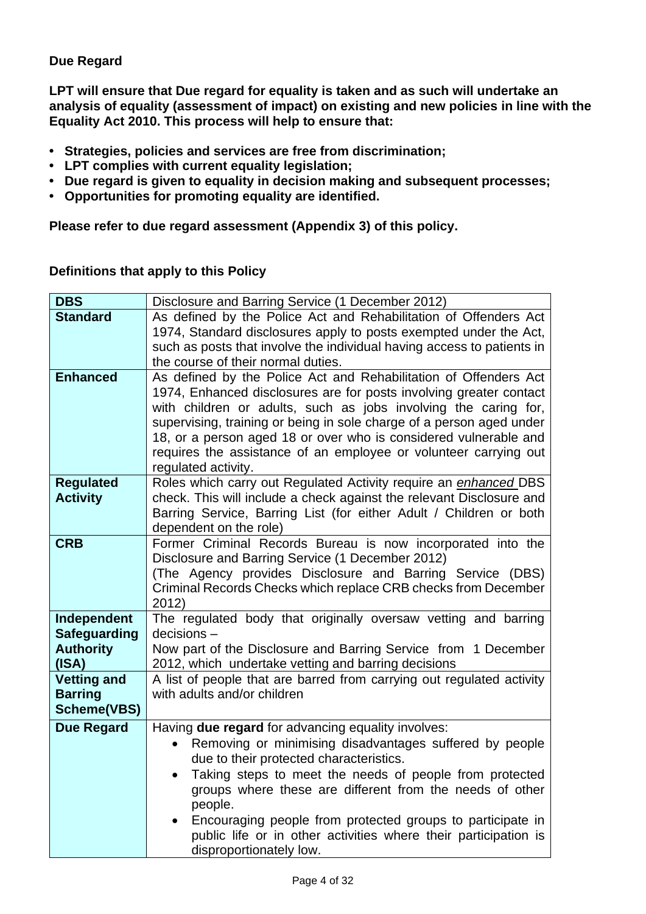**Due Regard**

**LPT will ensure that Due regard for equality is taken and as such will undertake an analysis of equality (assessment of impact) on existing and new policies in line with the Equality Act 2010. This process will help to ensure that:**

- **Strategies, policies and services are free from discrimination;**
- **LPT complies with current equality legislation;**
- **Due regard is given to equality in decision making and subsequent processes;**
- **Opportunities for promoting equality are identified.**

**Please refer to due regard assessment (Appendix 3) of this policy.**

**Definitions that apply to this Policy**

| **DBS** | Disclosure and Barring Service (1 December 2012) |
|---|---|
| **Standard** | As defined by the Police Act and Rehabilitation of Offenders Act 1974, Standard disclosures apply to posts exempted under the Act, such as posts that involve the individual having access to patients in the course of their normal duties. |
| **Enhanced** | As defined by the Police Act and Rehabilitation of Offenders Act 1974, Enhanced disclosures are for posts involving greater contact with children or adults, such as jobs involving the caring for, supervising, training or being in sole charge of a person aged under 18, or a person aged 18 or over who is considered vulnerable and requires the assistance of an employee or volunteer carrying out regulated activity. |
| **Regulated Activity** | Roles which carry out Regulated Activity require an ***enhanced*** DBS check. This will include a check against the relevant Disclosure and Barring Service, Barring List (for either Adult / Children or both dependent on the role) |
| **CRB** | Former Criminal Records Bureau is now incorporated into the Disclosure and Barring Service (1 December 2012) (The Agency provides Disclosure and Barring Service (DBS) Criminal Records Checks which replace CRB checks from December 2012) |
| **Independent Safeguarding Authority (ISA)** | The regulated body that originally oversaw vetting and barring decisions – Now part of the Disclosure and Barring Service from 1 December 2012, which undertake vetting and barring decisions |
| **Vetting and Barring Scheme(VBS)** | A list of people that are barred from carrying out regulated activity with adults and/or children |
| **Due Regard** | Having **due regard** for advancing equality involves: • Removing or minimising disadvantages suffered by people due to their protected characteristics. • Taking steps to meet the needs of people from protected groups where these are different from the needs of other people. • Encouraging people from protected groups to participate in public life or in other activities where their participation is disproportionately low. |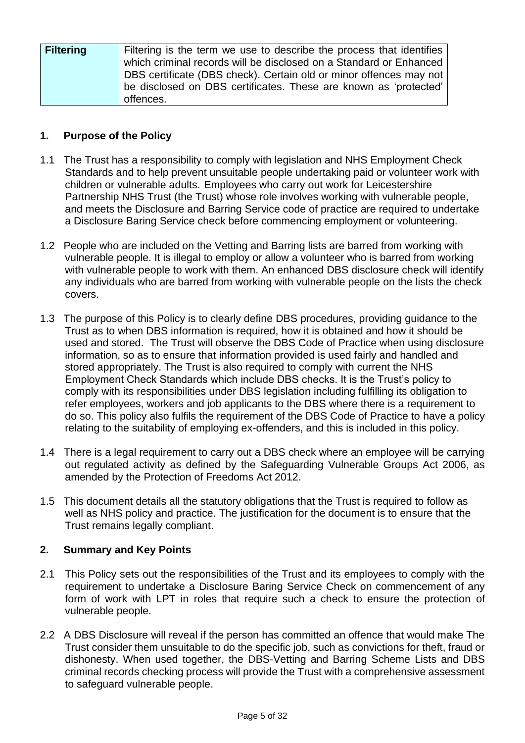| Filtering | Filtering is the term we use to describe the process that identifies which criminal records will be disclosed on a Standard or Enhanced DBS certificate (DBS check). Certain old or minor offences may not be disclosed on DBS certificates. These are known as 'protected' offences. |
|---|---|

## 1. Purpose of the Policy

1.1 The Trust has a responsibility to comply with legislation and NHS Employment Check Standards and to help prevent unsuitable people undertaking paid or volunteer work with children or vulnerable adults. Employees who carry out work for Leicestershire Partnership NHS Trust (the Trust) whose role involves working with vulnerable people, and meets the Disclosure and Barring Service code of practice are required to undertake a Disclosure Baring Service check before commencing employment or volunteering.

1.2 People who are included on the Vetting and Barring lists are barred from working with vulnerable people. It is illegal to employ or allow a volunteer who is barred from working with vulnerable people to work with them. An enhanced DBS disclosure check will identify any individuals who are barred from working with vulnerable people on the lists the check covers.

1.3 The purpose of this Policy is to clearly define DBS procedures, providing guidance to the Trust as to when DBS information is required, how it is obtained and how it should be used and stored. The Trust will observe the DBS Code of Practice when using disclosure information, so as to ensure that information provided is used fairly and handled and stored appropriately. The Trust is also required to comply with current the NHS Employment Check Standards which include DBS checks. It is the Trust's policy to comply with its responsibilities under DBS legislation including fulfilling its obligation to refer employees, workers and job applicants to the DBS where there is a requirement to do so. This policy also fulfils the requirement of the DBS Code of Practice to have a policy relating to the suitability of employing ex-offenders, and this is included in this policy.

1.4 There is a legal requirement to carry out a DBS check where an employee will be carrying out regulated activity as defined by the Safeguarding Vulnerable Groups Act 2006, as amended by the Protection of Freedoms Act 2012.

1.5 This document details all the statutory obligations that the Trust is required to follow as well as NHS policy and practice. The justification for the document is to ensure that the Trust remains legally compliant.

## 2. Summary and Key Points

2.1 This Policy sets out the responsibilities of the Trust and its employees to comply with the requirement to undertake a Disclosure Baring Service Check on commencement of any form of work with LPT in roles that require such a check to ensure the protection of vulnerable people.

2.2 A DBS Disclosure will reveal if the person has committed an offence that would make The Trust consider them unsuitable to do the specific job, such as convictions for theft, fraud or dishonesty. When used together, the DBS-Vetting and Barring Scheme Lists and DBS criminal records checking process will provide the Trust with a comprehensive assessment to safeguard vulnerable people.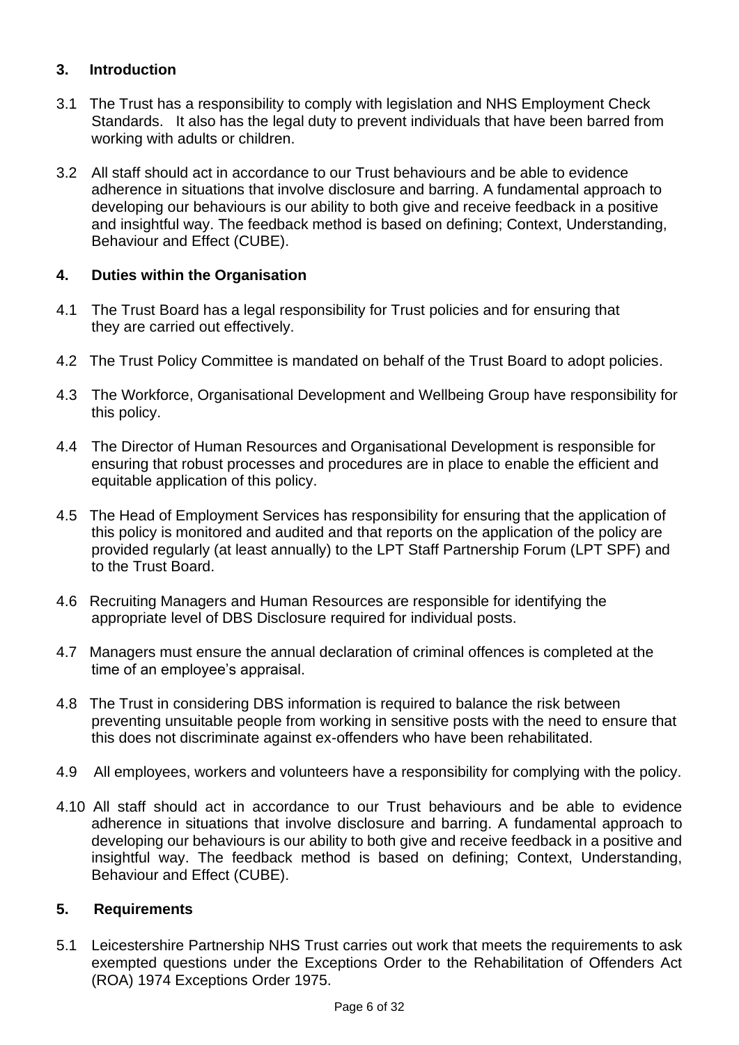## 3. Introduction

3.1 The Trust has a responsibility to comply with legislation and NHS Employment Check Standards. It also has the legal duty to prevent individuals that have been barred from working with adults or children.

3.2 All staff should act in accordance to our Trust behaviours and be able to evidence adherence in situations that involve disclosure and barring. A fundamental approach to developing our behaviours is our ability to both give and receive feedback in a positive and insightful way. The feedback method is based on defining; Context, Understanding, Behaviour and Effect (CUBE).

## 4. Duties within the Organisation

4.1 The Trust Board has a legal responsibility for Trust policies and for ensuring that they are carried out effectively.

4.2 The Trust Policy Committee is mandated on behalf of the Trust Board to adopt policies.

4.3 The Workforce, Organisational Development and Wellbeing Group have responsibility for this policy.

4.4 The Director of Human Resources and Organisational Development is responsible for ensuring that robust processes and procedures are in place to enable the efficient and equitable application of this policy.

4.5 The Head of Employment Services has responsibility for ensuring that the application of this policy is monitored and audited and that reports on the application of the policy are provided regularly (at least annually) to the LPT Staff Partnership Forum (LPT SPF) and to the Trust Board.

4.6 Recruiting Managers and Human Resources are responsible for identifying the appropriate level of DBS Disclosure required for individual posts.

4.7 Managers must ensure the annual declaration of criminal offences is completed at the time of an employee's appraisal.

4.8 The Trust in considering DBS information is required to balance the risk between preventing unsuitable people from working in sensitive posts with the need to ensure that this does not discriminate against ex-offenders who have been rehabilitated.

4.9 All employees, workers and volunteers have a responsibility for complying with the policy.

4.10 All staff should act in accordance to our Trust behaviours and be able to evidence adherence in situations that involve disclosure and barring. A fundamental approach to developing our behaviours is our ability to both give and receive feedback in a positive and insightful way. The feedback method is based on defining; Context, Understanding, Behaviour and Effect (CUBE).

## 5. Requirements

5.1 Leicestershire Partnership NHS Trust carries out work that meets the requirements to ask exempted questions under the Exceptions Order to the Rehabilitation of Offenders Act (ROA) 1974 Exceptions Order 1975.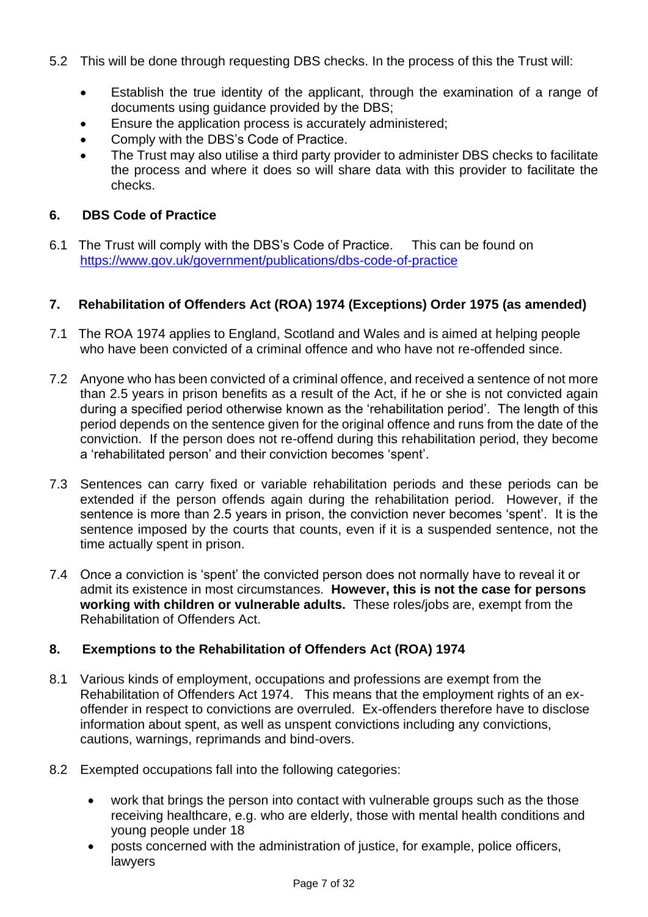5.2 This will be done through requesting DBS checks. In the process of this the Trust will:

- Establish the true identity of the applicant, through the examination of a range of documents using guidance provided by the DBS;
- Ensure the application process is accurately administered;
- Comply with the DBS's Code of Practice.
- The Trust may also utilise a third party provider to administer DBS checks to facilitate the process and where it does so will share data with this provider to facilitate the checks.

## 6. DBS Code of Practice

6.1 The Trust will comply with the DBS's Code of Practice. This can be found on https://www.gov.uk/government/publications/dbs-code-of-practice

## 7. Rehabilitation of Offenders Act (ROA) 1974 (Exceptions) Order 1975 (as amended)

7.1 The ROA 1974 applies to England, Scotland and Wales and is aimed at helping people who have been convicted of a criminal offence and who have not re-offended since.

7.2 Anyone who has been convicted of a criminal offence, and received a sentence of not more than 2.5 years in prison benefits as a result of the Act, if he or she is not convicted again during a specified period otherwise known as the 'rehabilitation period'. The length of this period depends on the sentence given for the original offence and runs from the date of the conviction. If the person does not re-offend during this rehabilitation period, they become a 'rehabilitated person' and their conviction becomes 'spent'.

7.3 Sentences can carry fixed or variable rehabilitation periods and these periods can be extended if the person offends again during the rehabilitation period. However, if the sentence is more than 2.5 years in prison, the conviction never becomes 'spent'. It is the sentence imposed by the courts that counts, even if it is a suspended sentence, not the time actually spent in prison.

7.4 Once a conviction is 'spent' the convicted person does not normally have to reveal it or admit its existence in most circumstances. **However, this is not the case for persons working with children or vulnerable adults.** These roles/jobs are, exempt from the Rehabilitation of Offenders Act.

## 8. Exemptions to the Rehabilitation of Offenders Act (ROA) 1974

8.1 Various kinds of employment, occupations and professions are exempt from the Rehabilitation of Offenders Act 1974. This means that the employment rights of an ex-offender in respect to convictions are overruled. Ex-offenders therefore have to disclose information about spent, as well as unspent convictions including any convictions, cautions, warnings, reprimands and bind-overs.

8.2 Exempted occupations fall into the following categories:

- work that brings the person into contact with vulnerable groups such as the those receiving healthcare, e.g. who are elderly, those with mental health conditions and young people under 18
- posts concerned with the administration of justice, for example, police officers, lawyers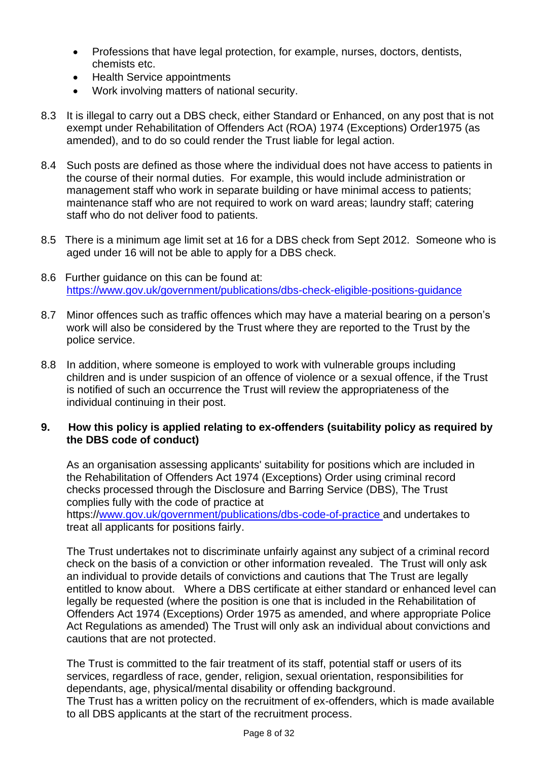- Professions that have legal protection, for example, nurses, doctors, dentists, chemists etc.
- Health Service appointments
- Work involving matters of national security.

8.3 It is illegal to carry out a DBS check, either Standard or Enhanced, on any post that is not exempt under Rehabilitation of Offenders Act (ROA) 1974 (Exceptions) Order1975 (as amended), and to do so could render the Trust liable for legal action.

8.4 Such posts are defined as those where the individual does not have access to patients in the course of their normal duties. For example, this would include administration or management staff who work in separate building or have minimal access to patients; maintenance staff who are not required to work on ward areas; laundry staff; catering staff who do not deliver food to patients.

8.5 There is a minimum age limit set at 16 for a DBS check from Sept 2012. Someone who is aged under 16 will not be able to apply for a DBS check.

8.6 Further guidance on this can be found at: [https://www.gov.uk/government/publications/dbs-check-eligible-positions-guidance](https://www.gov.uk/government/publications/dbs-check-eligible-positions-guidance)

8.7 Minor offences such as traffic offences which may have a material bearing on a person's work will also be considered by the Trust where they are reported to the Trust by the police service.

8.8 In addition, where someone is employed to work with vulnerable groups including children and is under suspicion of an offence of violence or a sexual offence, if the Trust is notified of such an occurrence the Trust will review the appropriateness of the individual continuing in their post.

## 9. How this policy is applied relating to ex-offenders (suitability policy as required by the DBS code of conduct)

As an organisation assessing applicants' suitability for positions which are included in the Rehabilitation of Offenders Act 1974 (Exceptions) Order using criminal record checks processed through the Disclosure and Barring Service (DBS), The Trust complies fully with the code of practice at https://[www.gov.uk/government/publications/dbs-code-of-practice](https://www.gov.uk/government/publications/dbs-code-of-practice) and undertakes to treat all applicants for positions fairly.

The Trust undertakes not to discriminate unfairly against any subject of a criminal record check on the basis of a conviction or other information revealed. The Trust will only ask an individual to provide details of convictions and cautions that The Trust are legally entitled to know about. Where a DBS certificate at either standard or enhanced level can legally be requested (where the position is one that is included in the Rehabilitation of Offenders Act 1974 (Exceptions) Order 1975 as amended, and where appropriate Police Act Regulations as amended) The Trust will only ask an individual about convictions and cautions that are not protected.

The Trust is committed to the fair treatment of its staff, potential staff or users of its services, regardless of race, gender, religion, sexual orientation, responsibilities for dependants, age, physical/mental disability or offending background.
The Trust has a written policy on the recruitment of ex-offenders, which is made available to all DBS applicants at the start of the recruitment process.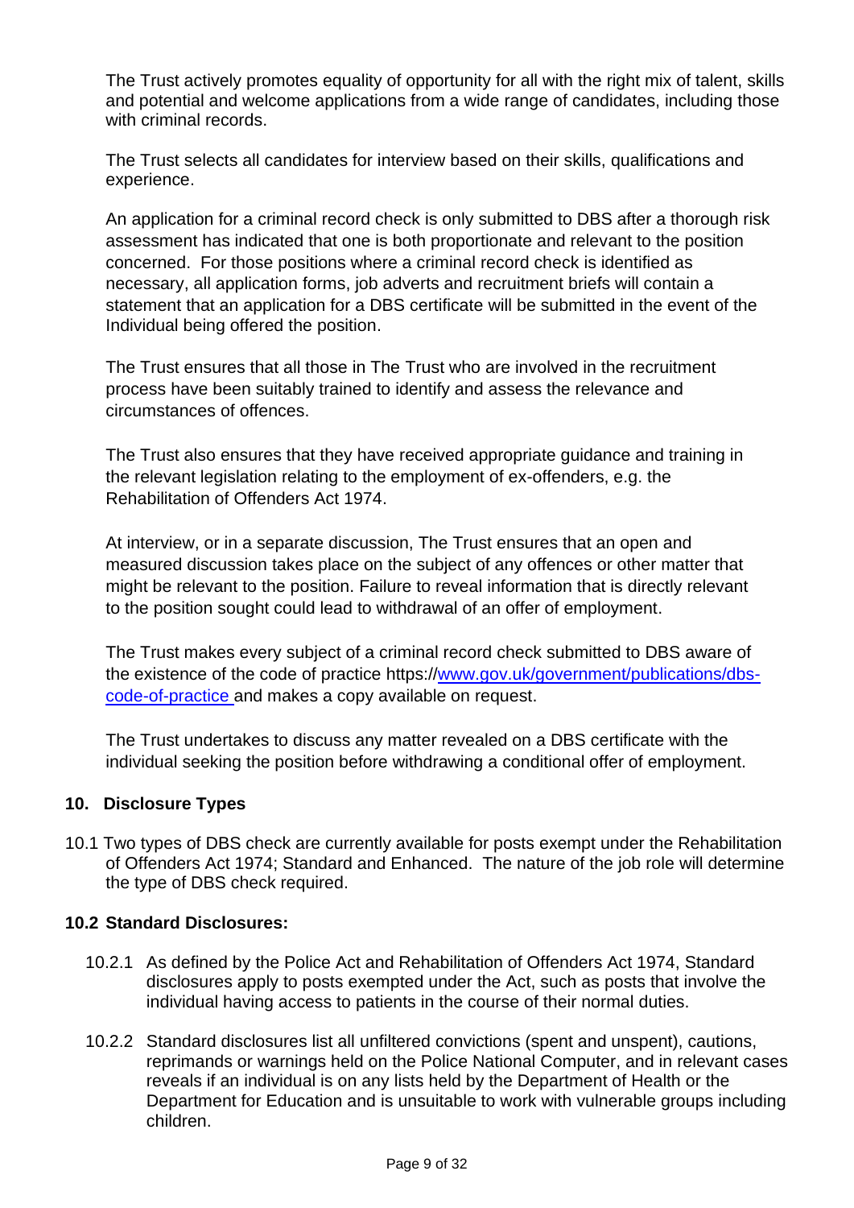The Trust actively promotes equality of opportunity for all with the right mix of talent, skills and potential and welcome applications from a wide range of candidates, including those with criminal records.

The Trust selects all candidates for interview based on their skills, qualifications and experience.

An application for a criminal record check is only submitted to DBS after a thorough risk assessment has indicated that one is both proportionate and relevant to the position concerned. For those positions where a criminal record check is identified as necessary, all application forms, job adverts and recruitment briefs will contain a statement that an application for a DBS certificate will be submitted in the event of the Individual being offered the position.

The Trust ensures that all those in The Trust who are involved in the recruitment process have been suitably trained to identify and assess the relevance and circumstances of offences.

The Trust also ensures that they have received appropriate guidance and training in the relevant legislation relating to the employment of ex-offenders, e.g. the Rehabilitation of Offenders Act 1974.

At interview, or in a separate discussion, The Trust ensures that an open and measured discussion takes place on the subject of any offences or other matter that might be relevant to the position. Failure to reveal information that is directly relevant to the position sought could lead to withdrawal of an offer of employment.

The Trust makes every subject of a criminal record check submitted to DBS aware of the existence of the code of practice https://www.gov.uk/government/publications/dbs-code-of-practice and makes a copy available on request.

The Trust undertakes to discuss any matter revealed on a DBS certificate with the individual seeking the position before withdrawing a conditional offer of employment.

## 10. Disclosure Types

10.1 Two types of DBS check are currently available for posts exempt under the Rehabilitation of Offenders Act 1974; Standard and Enhanced. The nature of the job role will determine the type of DBS check required.

### 10.2 Standard Disclosures:

10.2.1 As defined by the Police Act and Rehabilitation of Offenders Act 1974, Standard disclosures apply to posts exempted under the Act, such as posts that involve the individual having access to patients in the course of their normal duties.

10.2.2 Standard disclosures list all unfiltered convictions (spent and unspent), cautions, reprimands or warnings held on the Police National Computer, and in relevant cases reveals if an individual is on any lists held by the Department of Health or the Department for Education and is unsuitable to work with vulnerable groups including children.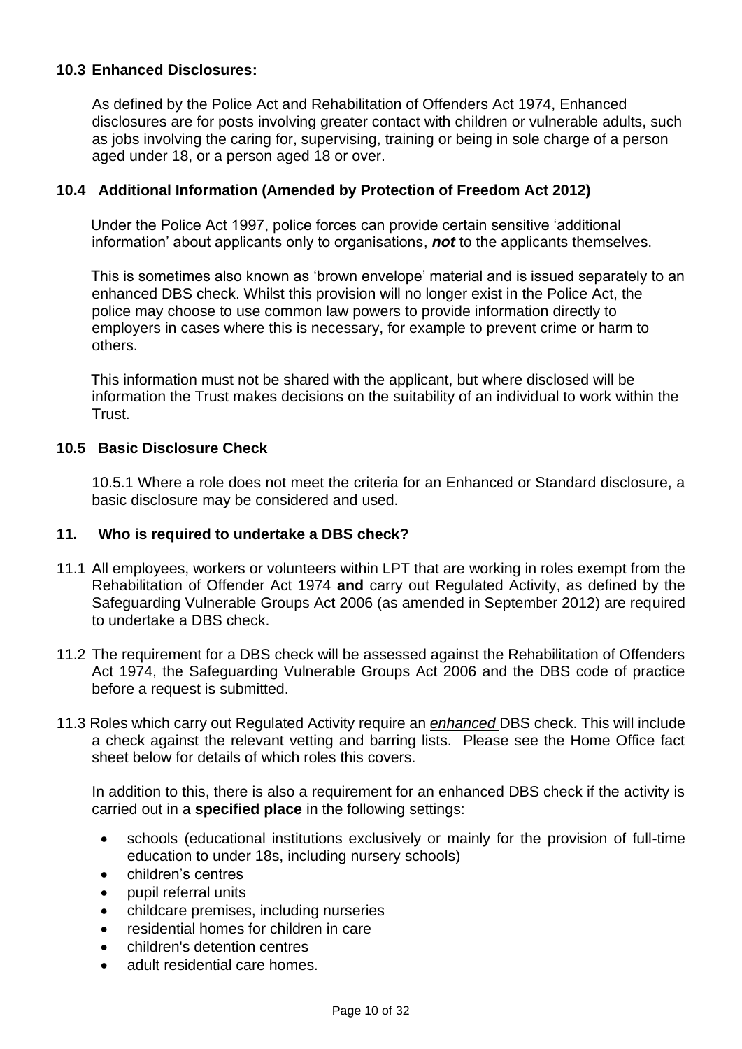### 10.3 Enhanced Disclosures:

As defined by the Police Act and Rehabilitation of Offenders Act 1974, Enhanced disclosures are for posts involving greater contact with children or vulnerable adults, such as jobs involving the caring for, supervising, training or being in sole charge of a person aged under 18, or a person aged 18 or over.

### 10.4 Additional Information (Amended by Protection of Freedom Act 2012)

Under the Police Act 1997, police forces can provide certain sensitive 'additional information' about applicants only to organisations, ***not*** to the applicants themselves.

This is sometimes also known as 'brown envelope' material and is issued separately to an enhanced DBS check. Whilst this provision will no longer exist in the Police Act, the police may choose to use common law powers to provide information directly to employers in cases where this is necessary, for example to prevent crime or harm to others.

This information must not be shared with the applicant, but where disclosed will be information the Trust makes decisions on the suitability of an individual to work within the Trust.

### 10.5 Basic Disclosure Check

10.5.1 Where a role does not meet the criteria for an Enhanced or Standard disclosure, a basic disclosure may be considered and used.

## 11. Who is required to undertake a DBS check?

11.1 All employees, workers or volunteers within LPT that are working in roles exempt from the Rehabilitation of Offender Act 1974 **and** carry out Regulated Activity, as defined by the Safeguarding Vulnerable Groups Act 2006 (as amended in September 2012) are required to undertake a DBS check.

11.2 The requirement for a DBS check will be assessed against the Rehabilitation of Offenders Act 1974, the Safeguarding Vulnerable Groups Act 2006 and the DBS code of practice before a request is submitted.

11.3 Roles which carry out Regulated Activity require an *enhanced* DBS check. This will include a check against the relevant vetting and barring lists. Please see the Home Office fact sheet below for details of which roles this covers.

In addition to this, there is also a requirement for an enhanced DBS check if the activity is carried out in a **specified place** in the following settings:

- schools (educational institutions exclusively or mainly for the provision of full-time education to under 18s, including nursery schools)
- children's centres
- pupil referral units
- childcare premises, including nurseries
- residential homes for children in care
- children's detention centres
- adult residential care homes.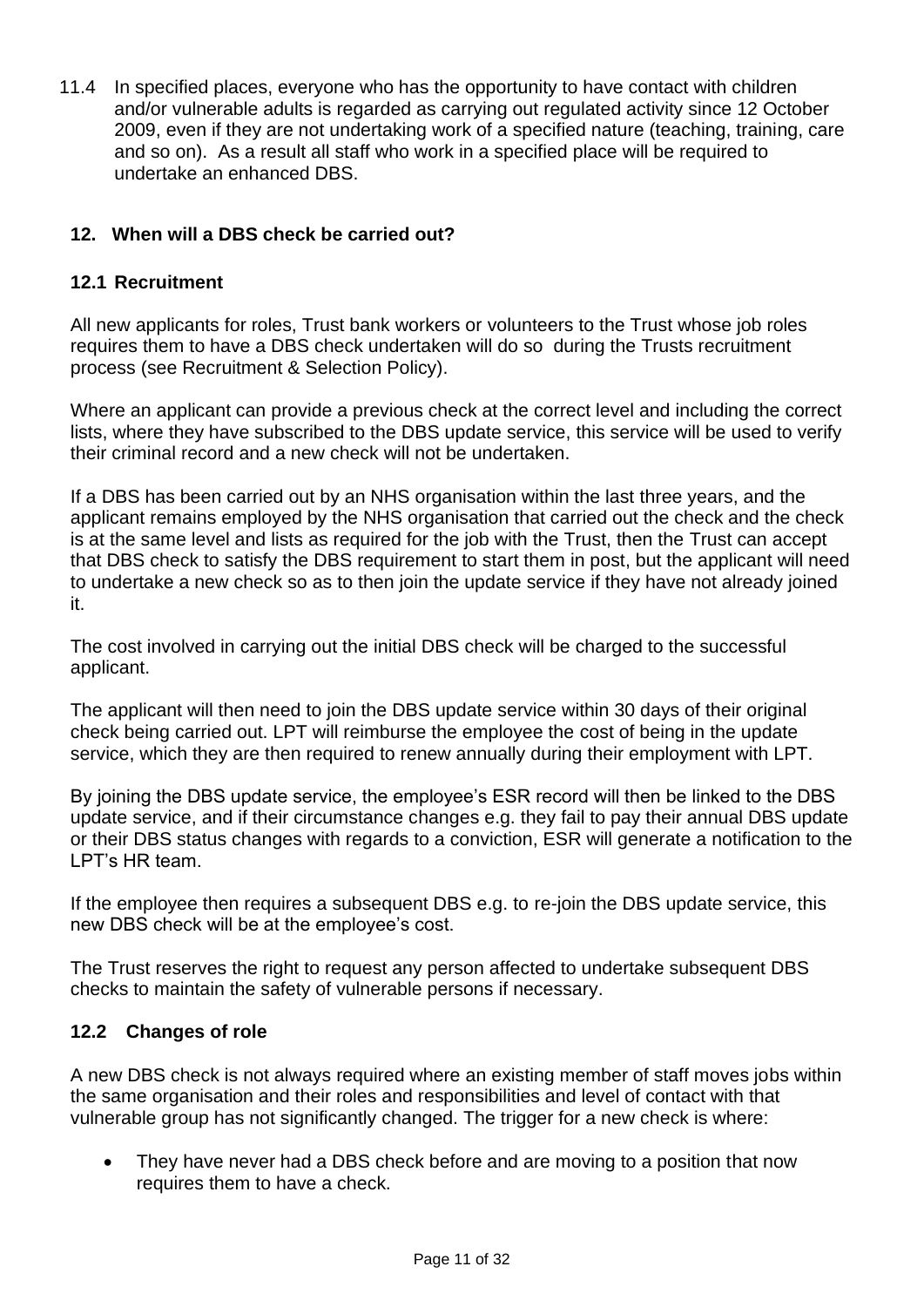11.4 In specified places, everyone who has the opportunity to have contact with children and/or vulnerable adults is regarded as carrying out regulated activity since 12 October 2009, even if they are not undertaking work of a specified nature (teaching, training, care and so on). As a result all staff who work in a specified place will be required to undertake an enhanced DBS.

## 12. When will a DBS check be carried out?

### 12.1 Recruitment

All new applicants for roles, Trust bank workers or volunteers to the Trust whose job roles requires them to have a DBS check undertaken will do so during the Trusts recruitment process (see Recruitment & Selection Policy).

Where an applicant can provide a previous check at the correct level and including the correct lists, where they have subscribed to the DBS update service, this service will be used to verify their criminal record and a new check will not be undertaken.

If a DBS has been carried out by an NHS organisation within the last three years, and the applicant remains employed by the NHS organisation that carried out the check and the check is at the same level and lists as required for the job with the Trust, then the Trust can accept that DBS check to satisfy the DBS requirement to start them in post, but the applicant will need to undertake a new check so as to then join the update service if they have not already joined it.

The cost involved in carrying out the initial DBS check will be charged to the successful applicant.

The applicant will then need to join the DBS update service within 30 days of their original check being carried out. LPT will reimburse the employee the cost of being in the update service, which they are then required to renew annually during their employment with LPT.

By joining the DBS update service, the employee's ESR record will then be linked to the DBS update service, and if their circumstance changes e.g. they fail to pay their annual DBS update or their DBS status changes with regards to a conviction, ESR will generate a notification to the LPT's HR team.

If the employee then requires a subsequent DBS e.g. to re-join the DBS update service, this new DBS check will be at the employee's cost.

The Trust reserves the right to request any person affected to undertake subsequent DBS checks to maintain the safety of vulnerable persons if necessary.

### 12.2 Changes of role

A new DBS check is not always required where an existing member of staff moves jobs within the same organisation and their roles and responsibilities and level of contact with that vulnerable group has not significantly changed. The trigger for a new check is where:

- They have never had a DBS check before and are moving to a position that now requires them to have a check.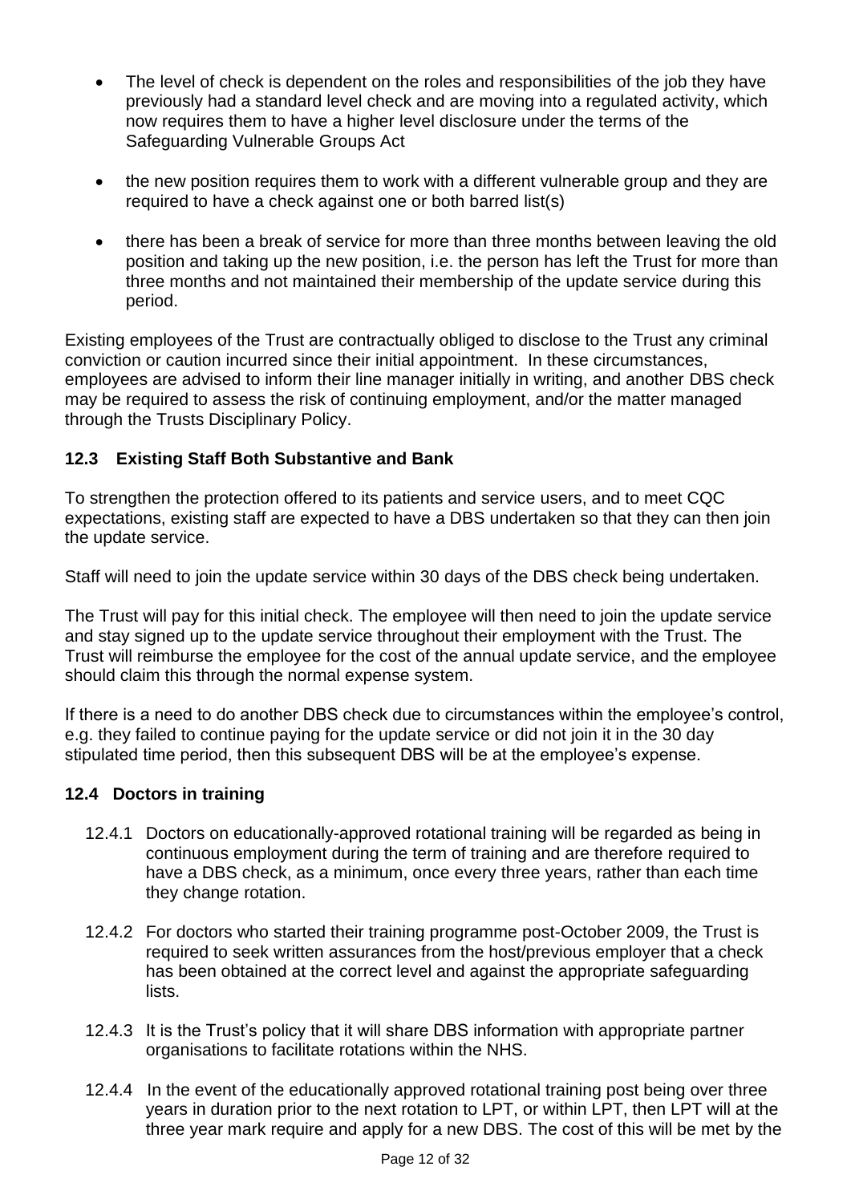- The level of check is dependent on the roles and responsibilities of the job they have previously had a standard level check and are moving into a regulated activity, which now requires them to have a higher level disclosure under the terms of the Safeguarding Vulnerable Groups Act

- the new position requires them to work with a different vulnerable group and they are required to have a check against one or both barred list(s)

- there has been a break of service for more than three months between leaving the old position and taking up the new position, i.e. the person has left the Trust for more than three months and not maintained their membership of the update service during this period.

Existing employees of the Trust are contractually obliged to disclose to the Trust any criminal conviction or caution incurred since their initial appointment. In these circumstances, employees are advised to inform their line manager initially in writing, and another DBS check may be required to assess the risk of continuing employment, and/or the matter managed through the Trusts Disciplinary Policy.

### 12.3 Existing Staff Both Substantive and Bank

To strengthen the protection offered to its patients and service users, and to meet CQC expectations, existing staff are expected to have a DBS undertaken so that they can then join the update service.

Staff will need to join the update service within 30 days of the DBS check being undertaken.

The Trust will pay for this initial check. The employee will then need to join the update service and stay signed up to the update service throughout their employment with the Trust. The Trust will reimburse the employee for the cost of the annual update service, and the employee should claim this through the normal expense system.

If there is a need to do another DBS check due to circumstances within the employee's control, e.g. they failed to continue paying for the update service or did not join it in the 30 day stipulated time period, then this subsequent DBS will be at the employee's expense.

### 12.4 Doctors in training

12.4.1 Doctors on educationally-approved rotational training will be regarded as being in continuous employment during the term of training and are therefore required to have a DBS check, as a minimum, once every three years, rather than each time they change rotation.

12.4.2 For doctors who started their training programme post-October 2009, the Trust is required to seek written assurances from the host/previous employer that a check has been obtained at the correct level and against the appropriate safeguarding lists.

12.4.3 It is the Trust's policy that it will share DBS information with appropriate partner organisations to facilitate rotations within the NHS.

12.4.4 In the event of the educationally approved rotational training post being over three years in duration prior to the next rotation to LPT, or within LPT, then LPT will at the three year mark require and apply for a new DBS. The cost of this will be met by the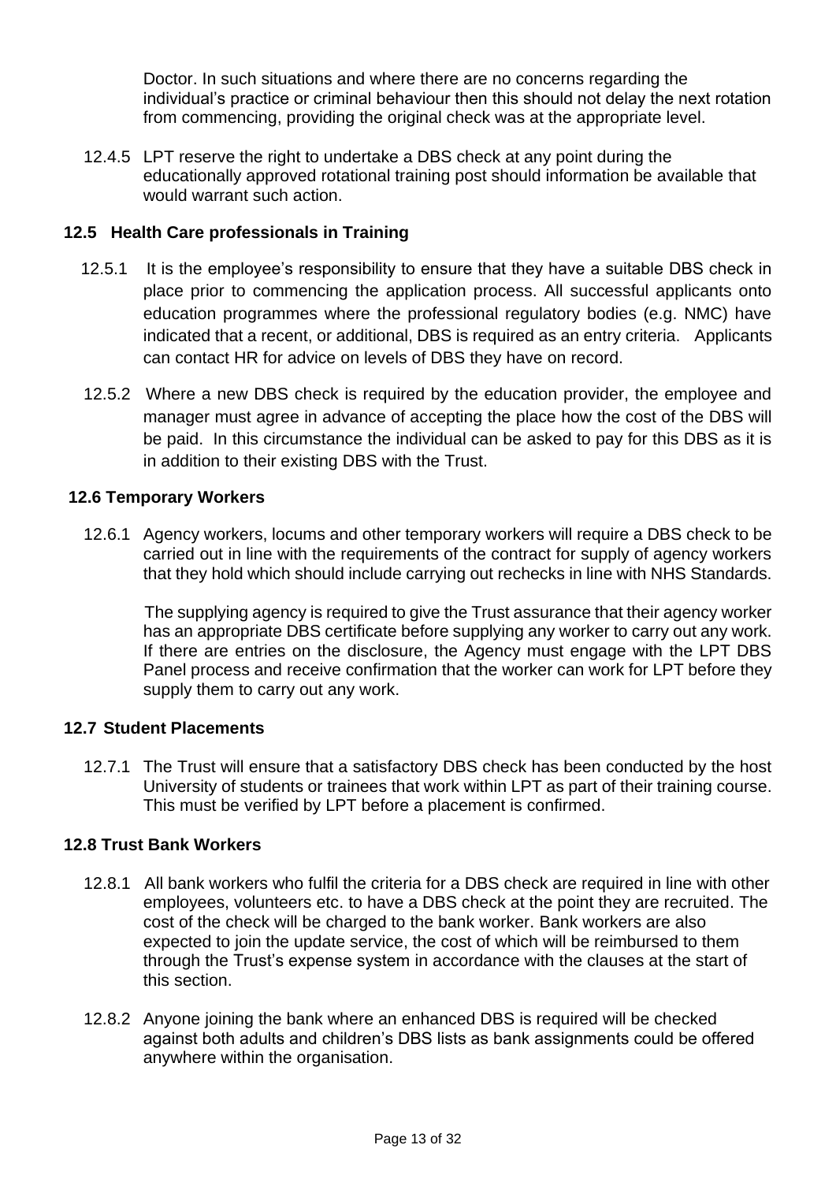Doctor. In such situations and where there are no concerns regarding the individual's practice or criminal behaviour then this should not delay the next rotation from commencing, providing the original check was at the appropriate level.

12.4.5 LPT reserve the right to undertake a DBS check at any point during the educationally approved rotational training post should information be available that would warrant such action.

### 12.5 Health Care professionals in Training

12.5.1 It is the employee's responsibility to ensure that they have a suitable DBS check in place prior to commencing the application process. All successful applicants onto education programmes where the professional regulatory bodies (e.g. NMC) have indicated that a recent, or additional, DBS is required as an entry criteria. Applicants can contact HR for advice on levels of DBS they have on record.

12.5.2 Where a new DBS check is required by the education provider, the employee and manager must agree in advance of accepting the place how the cost of the DBS will be paid. In this circumstance the individual can be asked to pay for this DBS as it is in addition to their existing DBS with the Trust.

### 12.6 Temporary Workers

12.6.1 Agency workers, locums and other temporary workers will require a DBS check to be carried out in line with the requirements of the contract for supply of agency workers that they hold which should include carrying out rechecks in line with NHS Standards.

The supplying agency is required to give the Trust assurance that their agency worker has an appropriate DBS certificate before supplying any worker to carry out any work. If there are entries on the disclosure, the Agency must engage with the LPT DBS Panel process and receive confirmation that the worker can work for LPT before they supply them to carry out any work.

### 12.7 Student Placements

12.7.1 The Trust will ensure that a satisfactory DBS check has been conducted by the host University of students or trainees that work within LPT as part of their training course. This must be verified by LPT before a placement is confirmed.

### 12.8 Trust Bank Workers

12.8.1 All bank workers who fulfil the criteria for a DBS check are required in line with other employees, volunteers etc. to have a DBS check at the point they are recruited. The cost of the check will be charged to the bank worker. Bank workers are also expected to join the update service, the cost of which will be reimbursed to them through the Trust's expense system in accordance with the clauses at the start of this section.

12.8.2 Anyone joining the bank where an enhanced DBS is required will be checked against both adults and children's DBS lists as bank assignments could be offered anywhere within the organisation.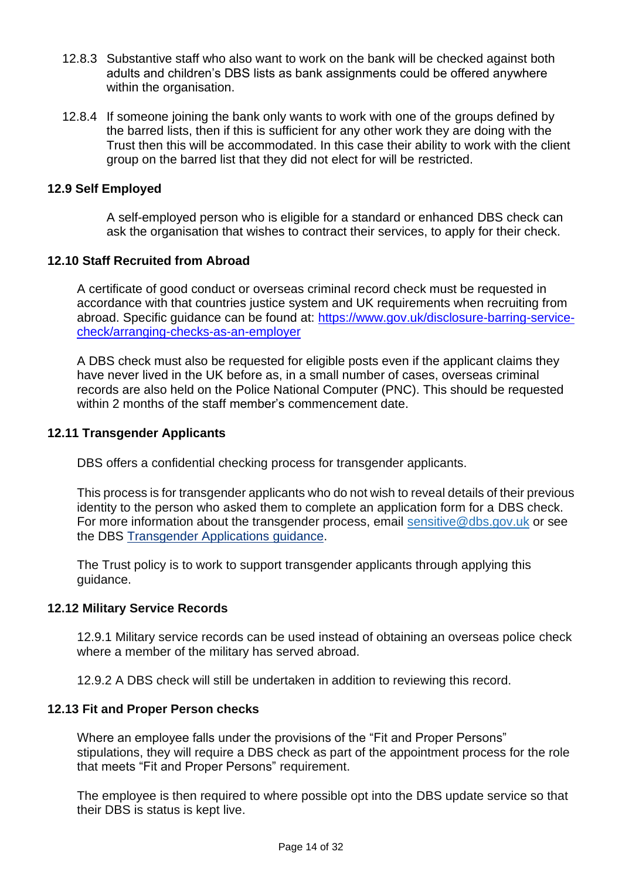12.8.3 Substantive staff who also want to work on the bank will be checked against both adults and children's DBS lists as bank assignments could be offered anywhere within the organisation.

12.8.4 If someone joining the bank only wants to work with one of the groups defined by the barred lists, then if this is sufficient for any other work they are doing with the Trust then this will be accommodated. In this case their ability to work with the client group on the barred list that they did not elect for will be restricted.

### 12.9 Self Employed

A self-employed person who is eligible for a standard or enhanced DBS check can ask the organisation that wishes to contract their services, to apply for their check.

### 12.10 Staff Recruited from Abroad

A certificate of good conduct or overseas criminal record check must be requested in accordance with that countries justice system and UK requirements when recruiting from abroad. Specific guidance can be found at: [https://www.gov.uk/disclosure-barring-service-check/arranging-checks-as-an-employer](https://www.gov.uk/disclosure-barring-service-check/arranging-checks-as-an-employer)

A DBS check must also be requested for eligible posts even if the applicant claims they have never lived in the UK before as, in a small number of cases, overseas criminal records are also held on the Police National Computer (PNC). This should be requested within 2 months of the staff member's commencement date.

### 12.11 Transgender Applicants

DBS offers a confidential checking process for transgender applicants.

This process is for transgender applicants who do not wish to reveal details of their previous identity to the person who asked them to complete an application form for a DBS check. For more information about the transgender process, email [sensitive@dbs.gov.uk](mailto:sensitive@dbs.gov.uk) or see the DBS Transgender Applications guidance.

The Trust policy is to work to support transgender applicants through applying this guidance.

### 12.12 Military Service Records

12.9.1 Military service records can be used instead of obtaining an overseas police check where a member of the military has served abroad.

12.9.2 A DBS check will still be undertaken in addition to reviewing this record.

### 12.13 Fit and Proper Person checks

Where an employee falls under the provisions of the "Fit and Proper Persons" stipulations, they will require a DBS check as part of the appointment process for the role that meets "Fit and Proper Persons" requirement.

The employee is then required to where possible opt into the DBS update service so that their DBS is status is kept live.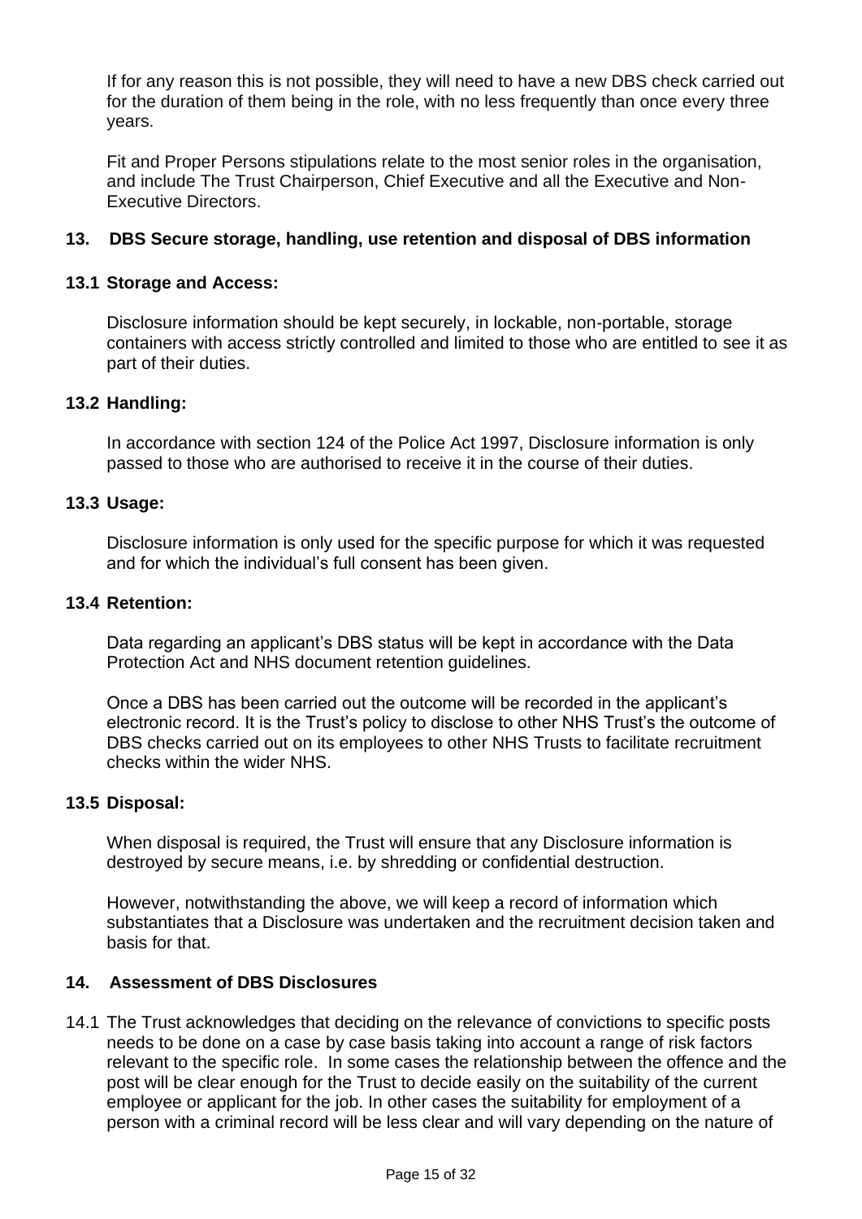If for any reason this is not possible, they will need to have a new DBS check carried out for the duration of them being in the role, with no less frequently than once every three years.

Fit and Proper Persons stipulations relate to the most senior roles in the organisation, and include The Trust Chairperson, Chief Executive and all the Executive and Non-Executive Directors.

## 13. DBS Secure storage, handling, use retention and disposal of DBS information

### 13.1 Storage and Access:

Disclosure information should be kept securely, in lockable, non-portable, storage containers with access strictly controlled and limited to those who are entitled to see it as part of their duties.

### 13.2 Handling:

In accordance with section 124 of the Police Act 1997, Disclosure information is only passed to those who are authorised to receive it in the course of their duties.

### 13.3 Usage:

Disclosure information is only used for the specific purpose for which it was requested and for which the individual's full consent has been given.

### 13.4 Retention:

Data regarding an applicant's DBS status will be kept in accordance with the Data Protection Act and NHS document retention guidelines.

Once a DBS has been carried out the outcome will be recorded in the applicant's electronic record. It is the Trust's policy to disclose to other NHS Trust's the outcome of DBS checks carried out on its employees to other NHS Trusts to facilitate recruitment checks within the wider NHS.

### 13.5 Disposal:

When disposal is required, the Trust will ensure that any Disclosure information is destroyed by secure means, i.e. by shredding or confidential destruction.

However, notwithstanding the above, we will keep a record of information which substantiates that a Disclosure was undertaken and the recruitment decision taken and basis for that.

## 14. Assessment of DBS Disclosures

14.1 The Trust acknowledges that deciding on the relevance of convictions to specific posts needs to be done on a case by case basis taking into account a range of risk factors relevant to the specific role. In some cases the relationship between the offence and the post will be clear enough for the Trust to decide easily on the suitability of the current employee or applicant for the job. In other cases the suitability for employment of a person with a criminal record will be less clear and will vary depending on the nature of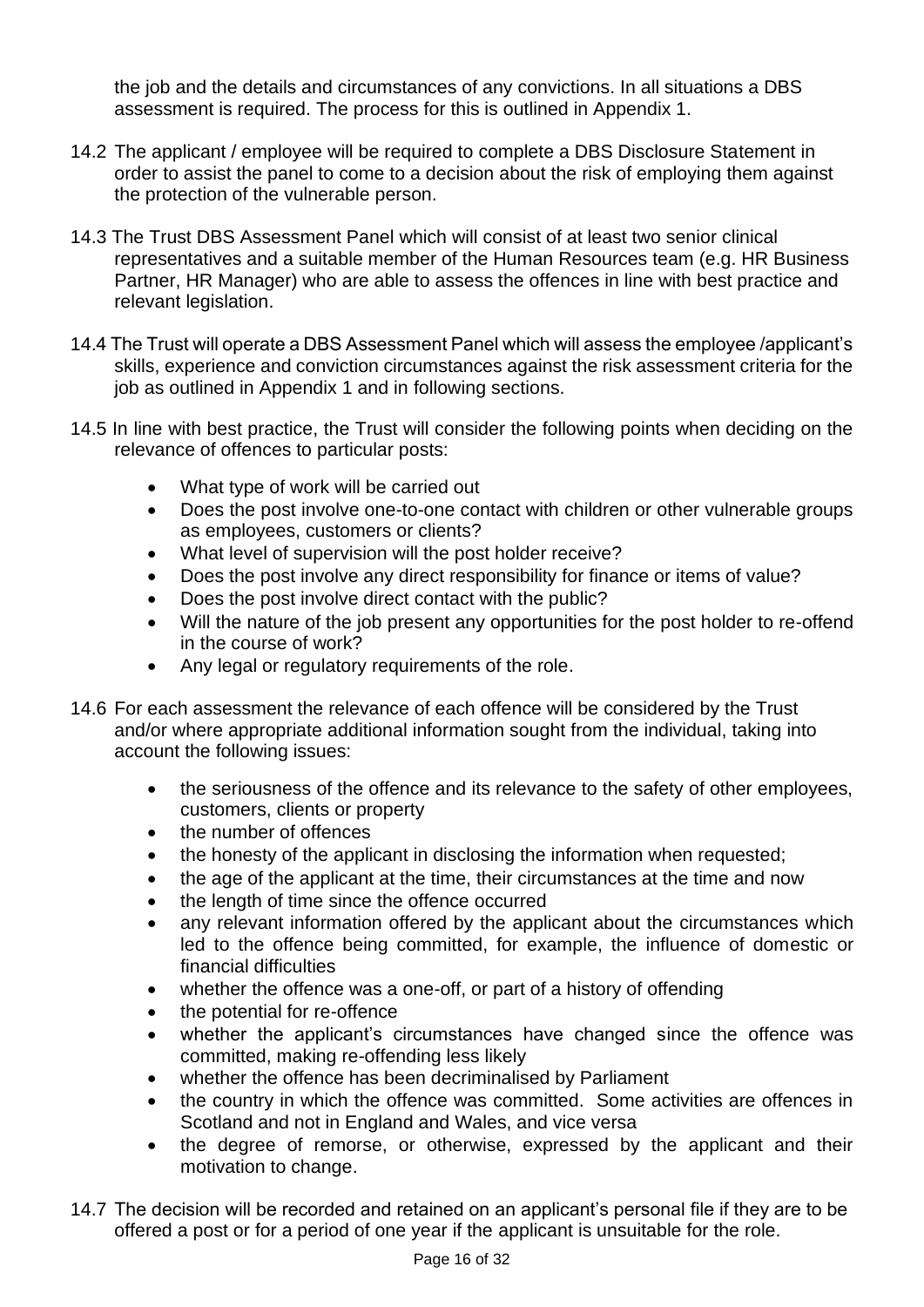the job and the details and circumstances of any convictions. In all situations a DBS assessment is required. The process for this is outlined in Appendix 1.

14.2 The applicant / employee will be required to complete a DBS Disclosure Statement in order to assist the panel to come to a decision about the risk of employing them against the protection of the vulnerable person.

14.3 The Trust DBS Assessment Panel which will consist of at least two senior clinical representatives and a suitable member of the Human Resources team (e.g. HR Business Partner, HR Manager) who are able to assess the offences in line with best practice and relevant legislation.

14.4 The Trust will operate a DBS Assessment Panel which will assess the employee /applicant's skills, experience and conviction circumstances against the risk assessment criteria for the job as outlined in Appendix 1 and in following sections.

14.5 In line with best practice, the Trust will consider the following points when deciding on the relevance of offences to particular posts:

- What type of work will be carried out
- Does the post involve one-to-one contact with children or other vulnerable groups as employees, customers or clients?
- What level of supervision will the post holder receive?
- Does the post involve any direct responsibility for finance or items of value?
- Does the post involve direct contact with the public?
- Will the nature of the job present any opportunities for the post holder to re-offend in the course of work?
- Any legal or regulatory requirements of the role.

14.6 For each assessment the relevance of each offence will be considered by the Trust and/or where appropriate additional information sought from the individual, taking into account the following issues:

- the seriousness of the offence and its relevance to the safety of other employees, customers, clients or property
- the number of offences
- the honesty of the applicant in disclosing the information when requested;
- the age of the applicant at the time, their circumstances at the time and now
- the length of time since the offence occurred
- any relevant information offered by the applicant about the circumstances which led to the offence being committed, for example, the influence of domestic or financial difficulties
- whether the offence was a one-off, or part of a history of offending
- the potential for re-offence
- whether the applicant's circumstances have changed since the offence was committed, making re-offending less likely
- whether the offence has been decriminalised by Parliament
- the country in which the offence was committed. Some activities are offences in Scotland and not in England and Wales, and vice versa
- the degree of remorse, or otherwise, expressed by the applicant and their motivation to change.

14.7 The decision will be recorded and retained on an applicant's personal file if they are to be offered a post or for a period of one year if the applicant is unsuitable for the role.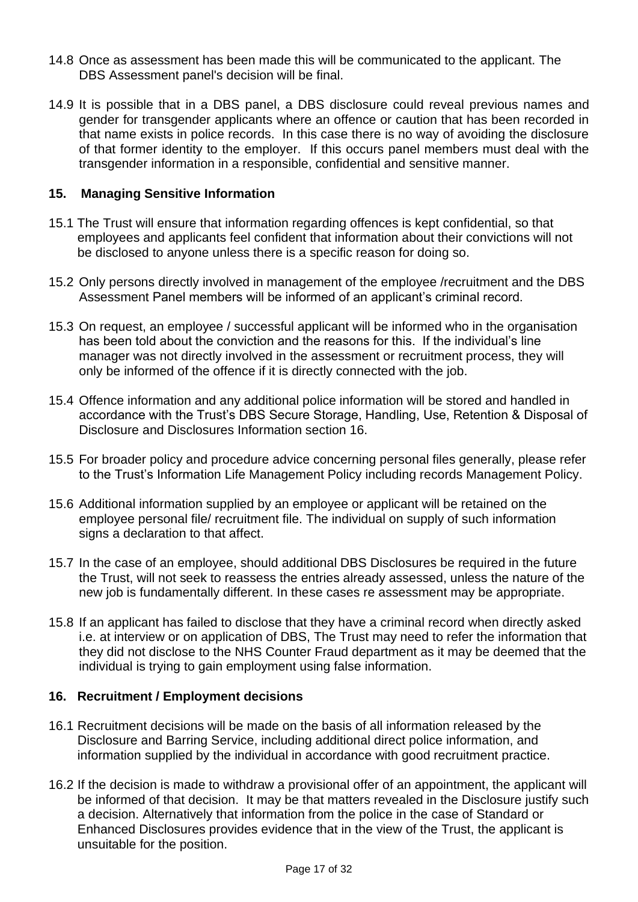14.8 Once as assessment has been made this will be communicated to the applicant. The DBS Assessment panel's decision will be final.

14.9 It is possible that in a DBS panel, a DBS disclosure could reveal previous names and gender for transgender applicants where an offence or caution that has been recorded in that name exists in police records. In this case there is no way of avoiding the disclosure of that former identity to the employer. If this occurs panel members must deal with the transgender information in a responsible, confidential and sensitive manner.

## 15. Managing Sensitive Information

15.1 The Trust will ensure that information regarding offences is kept confidential, so that employees and applicants feel confident that information about their convictions will not be disclosed to anyone unless there is a specific reason for doing so.

15.2 Only persons directly involved in management of the employee /recruitment and the DBS Assessment Panel members will be informed of an applicant's criminal record.

15.3 On request, an employee / successful applicant will be informed who in the organisation has been told about the conviction and the reasons for this. If the individual's line manager was not directly involved in the assessment or recruitment process, they will only be informed of the offence if it is directly connected with the job.

15.4 Offence information and any additional police information will be stored and handled in accordance with the Trust's DBS Secure Storage, Handling, Use, Retention & Disposal of Disclosure and Disclosures Information section 16.

15.5 For broader policy and procedure advice concerning personal files generally, please refer to the Trust's Information Life Management Policy including records Management Policy.

15.6 Additional information supplied by an employee or applicant will be retained on the employee personal file/ recruitment file. The individual on supply of such information signs a declaration to that affect.

15.7 In the case of an employee, should additional DBS Disclosures be required in the future the Trust, will not seek to reassess the entries already assessed, unless the nature of the new job is fundamentally different. In these cases re assessment may be appropriate.

15.8 If an applicant has failed to disclose that they have a criminal record when directly asked i.e. at interview or on application of DBS, The Trust may need to refer the information that they did not disclose to the NHS Counter Fraud department as it may be deemed that the individual is trying to gain employment using false information.

## 16. Recruitment / Employment decisions

16.1 Recruitment decisions will be made on the basis of all information released by the Disclosure and Barring Service, including additional direct police information, and information supplied by the individual in accordance with good recruitment practice.

16.2 If the decision is made to withdraw a provisional offer of an appointment, the applicant will be informed of that decision. It may be that matters revealed in the Disclosure justify such a decision. Alternatively that information from the police in the case of Standard or Enhanced Disclosures provides evidence that in the view of the Trust, the applicant is unsuitable for the position.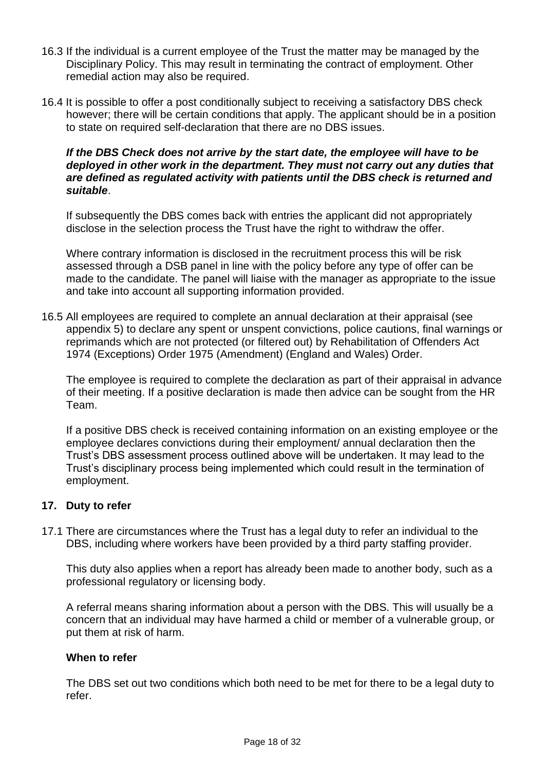16.3 If the individual is a current employee of the Trust the matter may be managed by the Disciplinary Policy. This may result in terminating the contract of employment. Other remedial action may also be required.

16.4 It is possible to offer a post conditionally subject to receiving a satisfactory DBS check however; there will be certain conditions that apply. The applicant should be in a position to state on required self-declaration that there are no DBS issues.

***If the DBS Check does not arrive by the start date, the employee will have to be deployed in other work in the department. They must not carry out any duties that are defined as regulated activity with patients until the DBS check is returned and suitable***.

If subsequently the DBS comes back with entries the applicant did not appropriately disclose in the selection process the Trust have the right to withdraw the offer.

Where contrary information is disclosed in the recruitment process this will be risk assessed through a DSB panel in line with the policy before any type of offer can be made to the candidate. The panel will liaise with the manager as appropriate to the issue and take into account all supporting information provided.

16.5 All employees are required to complete an annual declaration at their appraisal (see appendix 5) to declare any spent or unspent convictions, police cautions, final warnings or reprimands which are not protected (or filtered out) by Rehabilitation of Offenders Act 1974 (Exceptions) Order 1975 (Amendment) (England and Wales) Order.

The employee is required to complete the declaration as part of their appraisal in advance of their meeting. If a positive declaration is made then advice can be sought from the HR Team.

If a positive DBS check is received containing information on an existing employee or the employee declares convictions during their employment/ annual declaration then the Trust's DBS assessment process outlined above will be undertaken. It may lead to the Trust's disciplinary process being implemented which could result in the termination of employment.

## 17. Duty to refer

17.1 There are circumstances where the Trust has a legal duty to refer an individual to the DBS, including where workers have been provided by a third party staffing provider.

This duty also applies when a report has already been made to another body, such as a professional regulatory or licensing body.

A referral means sharing information about a person with the DBS. This will usually be a concern that an individual may have harmed a child or member of a vulnerable group, or put them at risk of harm.

**When to refer**

The DBS set out two conditions which both need to be met for there to be a legal duty to refer.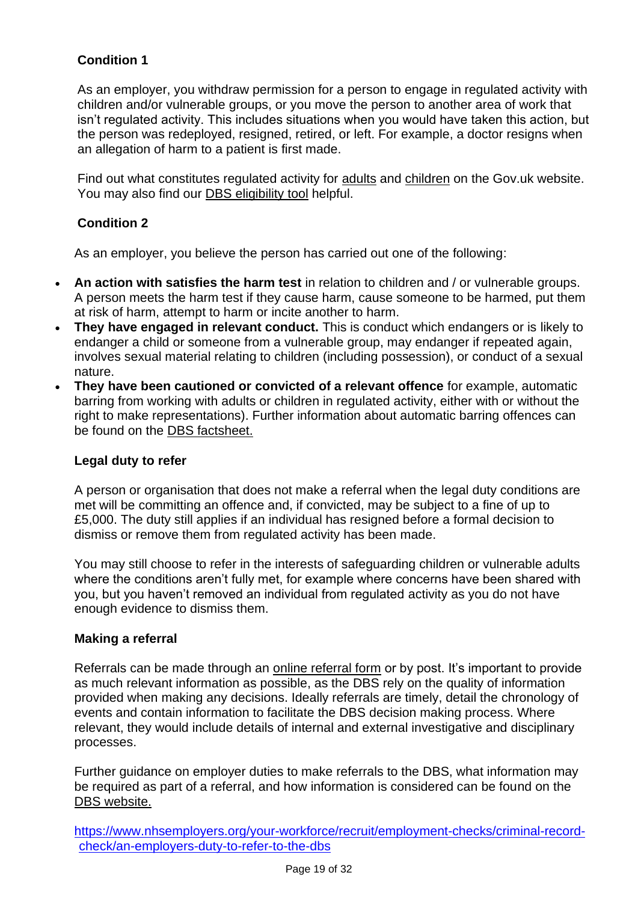**Condition 1**

As an employer, you withdraw permission for a person to engage in regulated activity with children and/or vulnerable groups, or you move the person to another area of work that isn't regulated activity. This includes situations when you would have taken this action, but the person was redeployed, resigned, retired, or left. For example, a doctor resigns when an allegation of harm to a patient is first made.

Find out what constitutes regulated activity for adults and children on the Gov.uk website. You may also find our DBS eligibility tool helpful.

**Condition 2**

As an employer, you believe the person has carried out one of the following:

- **An action with satisfies the harm test** in relation to children and / or vulnerable groups. A person meets the harm test if they cause harm, cause someone to be harmed, put them at risk of harm, attempt to harm or incite another to harm.
- **They have engaged in relevant conduct.** This is conduct which endangers or is likely to endanger a child or someone from a vulnerable group, may endanger if repeated again, involves sexual material relating to children (including possession), or conduct of a sexual nature.
- **They have been cautioned or convicted of a relevant offence** for example, automatic barring from working with adults or children in regulated activity, either with or without the right to make representations). Further information about automatic barring offences can be found on the DBS factsheet.

**Legal duty to refer**

A person or organisation that does not make a referral when the legal duty conditions are met will be committing an offence and, if convicted, may be subject to a fine of up to £5,000. The duty still applies if an individual has resigned before a formal decision to dismiss or remove them from regulated activity has been made.

You may still choose to refer in the interests of safeguarding children or vulnerable adults where the conditions aren't fully met, for example where concerns have been shared with you, but you haven't removed an individual from regulated activity as you do not have enough evidence to dismiss them.

**Making a referral**

Referrals can be made through an online referral form or by post. It's important to provide as much relevant information as possible, as the DBS rely on the quality of information provided when making any decisions. Ideally referrals are timely, detail the chronology of events and contain information to facilitate the DBS decision making process. Where relevant, they would include details of internal and external investigative and disciplinary processes.

Further guidance on employer duties to make referrals to the DBS, what information may be required as part of a referral, and how information is considered can be found on the DBS website.

https://www.nhsemployers.org/your-workforce/recruit/employment-checks/criminal-record-check/an-employers-duty-to-refer-to-the-dbs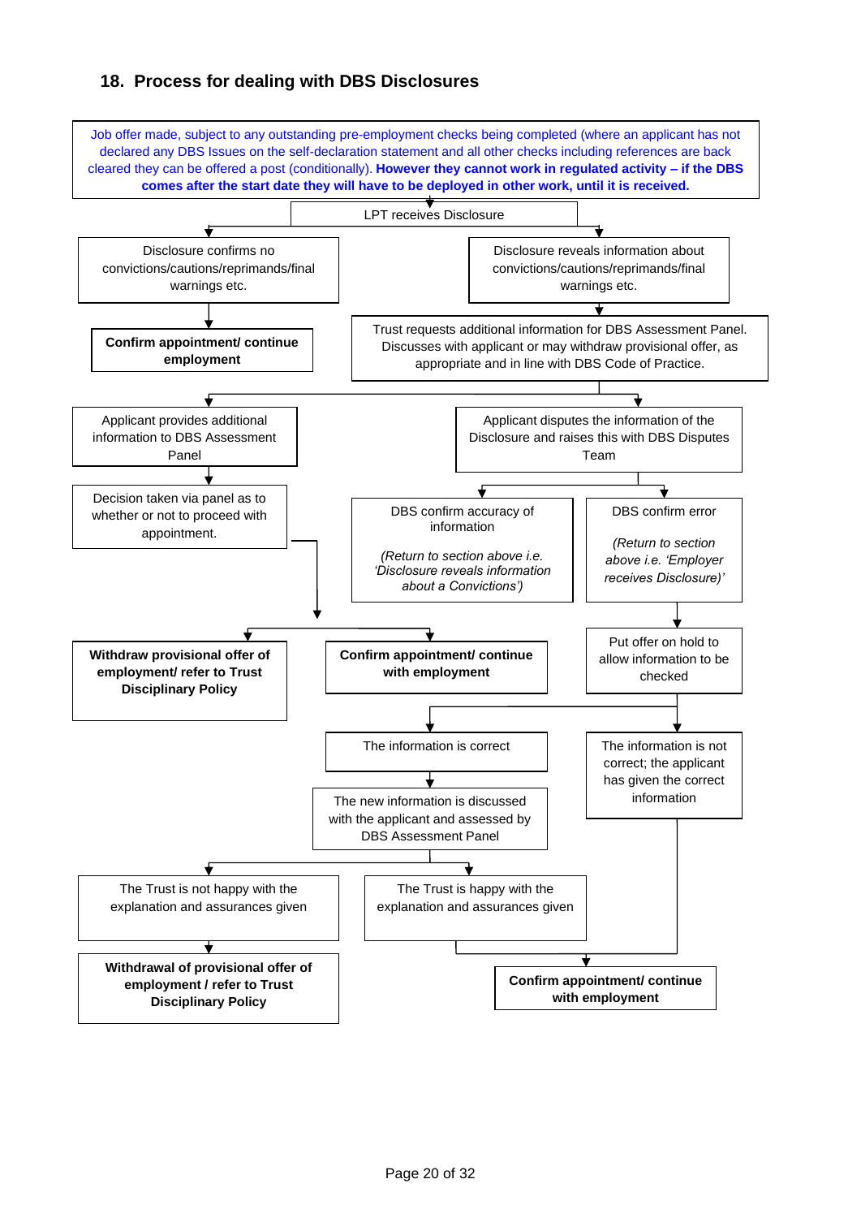## 18. Process for dealing with DBS Disclosures

Job offer made, subject to any outstanding pre-employment checks being completed (where an applicant has not declared any DBS Issues on the self-declaration statement and all other checks including references are back cleared they can be offered a post (conditionally). **However they cannot work in regulated activity – if the DBS comes after the start date they will have to be deployed in other work, until it is received.**

LPT receives Disclosure

Disclosure confirms no convictions/cautions/reprimands/final warnings etc.

**Confirm appointment/ continue employment**

Disclosure reveals information about convictions/cautions/reprimands/final warnings etc.

Trust requests additional information for DBS Assessment Panel. Discusses with applicant or may withdraw provisional offer, as appropriate and in line with DBS Code of Practice.

Applicant provides additional information to DBS Assessment Panel

Decision taken via panel as to whether or not to proceed with appointment.

**Withdraw provisional offer of employment/ refer to Trust Disciplinary Policy**

**Confirm appointment/ continue with employment**

Applicant disputes the information of the Disclosure and raises this with DBS Disputes Team

DBS confirm accuracy of information

*(Return to section above i.e. 'Disclosure reveals information about a Convictions')*

DBS confirm error

*(Return to section above i.e. 'Employer receives Disclosure)'*

Put offer on hold to allow information to be checked

The information is correct

The new information is discussed with the applicant and assessed by DBS Assessment Panel

The information is not correct; the applicant has given the correct information

The Trust is not happy with the explanation and assurances given

**Withdrawal of provisional offer of employment / refer to Trust Disciplinary Policy**

The Trust is happy with the explanation and assurances given

**Confirm appointment/ continue with employment**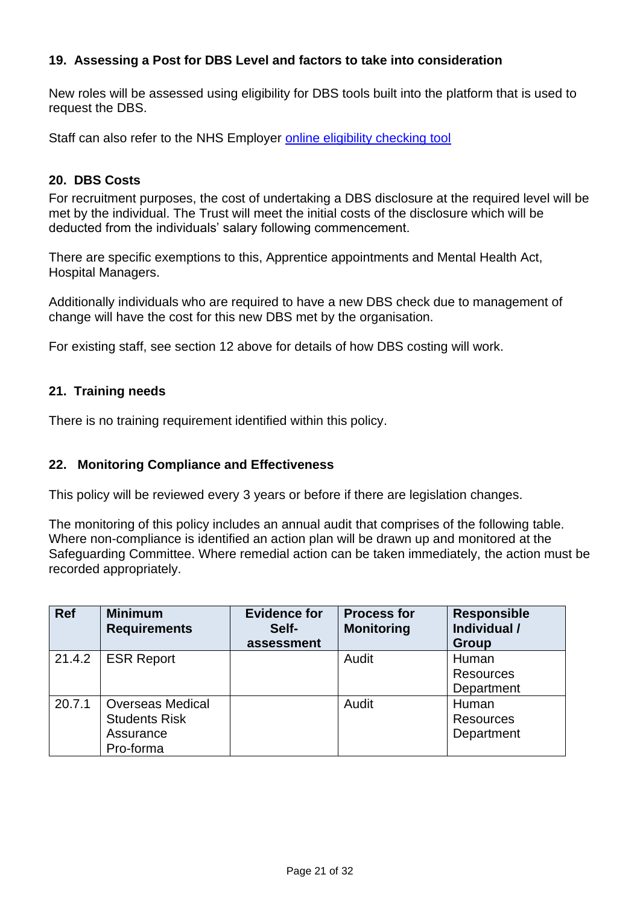## 19. Assessing a Post for DBS Level and factors to take into consideration

New roles will be assessed using eligibility for DBS tools built into the platform that is used to request the DBS.

Staff can also refer to the NHS Employer [online eligibility checking tool]()

## 20. DBS Costs

For recruitment purposes, the cost of undertaking a DBS disclosure at the required level will be met by the individual. The Trust will meet the initial costs of the disclosure which will be deducted from the individuals' salary following commencement.

There are specific exemptions to this, Apprentice appointments and Mental Health Act, Hospital Managers.

Additionally individuals who are required to have a new DBS check due to management of change will have the cost for this new DBS met by the organisation.

For existing staff, see section 12 above for details of how DBS costing will work.

## 21. Training needs

There is no training requirement identified within this policy.

## 22. Monitoring Compliance and Effectiveness

This policy will be reviewed every 3 years or before if there are legislation changes.

The monitoring of this policy includes an annual audit that comprises of the following table. Where non-compliance is identified an action plan will be drawn up and monitored at the Safeguarding Committee. Where remedial action can be taken immediately, the action must be recorded appropriately.

| Ref | Minimum Requirements | Evidence for Self-assessment | Process for Monitoring | Responsible Individual / Group |
|---|---|---|---|---|
| 21.4.2 | ESR Report | | Audit | Human Resources Department |
| 20.7.1 | Overseas Medical Students Risk Assurance Pro-forma | | Audit | Human Resources Department |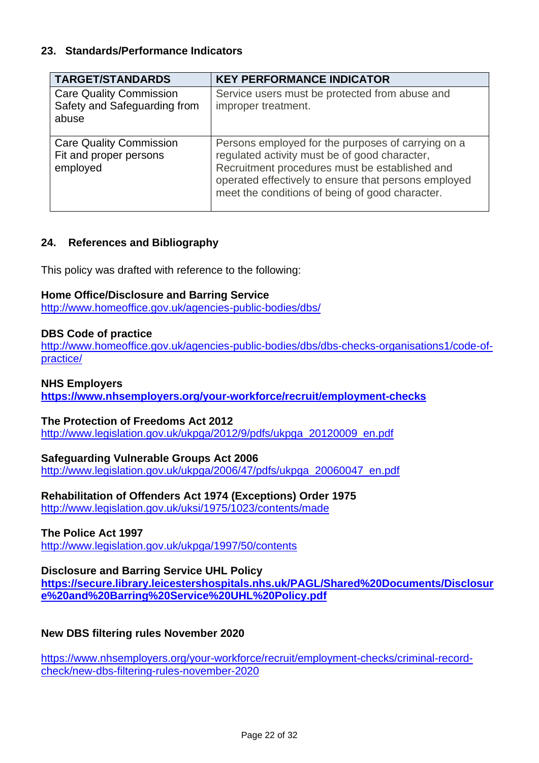## 23. Standards/Performance Indicators

| TARGET/STANDARDS | KEY PERFORMANCE INDICATOR |
|---|---|
| Care Quality Commission Safety and Safeguarding from abuse | Service users must be protected from abuse and improper treatment. |
| Care Quality Commission Fit and proper persons employed | Persons employed for the purposes of carrying on a regulated activity must be of good character, Recruitment procedures must be established and operated effectively to ensure that persons employed meet the conditions of being of good character. |

## 24. References and Bibliography

This policy was drafted with reference to the following:

**Home Office/Disclosure and Barring Service**
http://www.homeoffice.gov.uk/agencies-public-bodies/dbs/

**DBS Code of practice**
http://www.homeoffice.gov.uk/agencies-public-bodies/dbs/dbs-checks-organisations1/code-of-practice/

**NHS Employers**
**https://www.nhsemployers.org/your-workforce/recruit/employment-checks**

**The Protection of Freedoms Act 2012**
http://www.legislation.gov.uk/ukpga/2012/9/pdfs/ukpga_20120009_en.pdf

**Safeguarding Vulnerable Groups Act 2006**
http://www.legislation.gov.uk/ukpga/2006/47/pdfs/ukpga_20060047_en.pdf

**Rehabilitation of Offenders Act 1974 (Exceptions) Order 1975**
http://www.legislation.gov.uk/uksi/1975/1023/contents/made

**The Police Act 1997**
http://www.legislation.gov.uk/ukpga/1997/50/contents

**Disclosure and Barring Service UHL Policy**
**https://secure.library.leicestershospitals.nhs.uk/PAGL/Shared%20Documents/Disclosure%20and%20Barring%20Service%20UHL%20Policy.pdf**

**New DBS filtering rules November 2020**

https://www.nhsemployers.org/your-workforce/recruit/employment-checks/criminal-record-check/new-dbs-filtering-rules-november-2020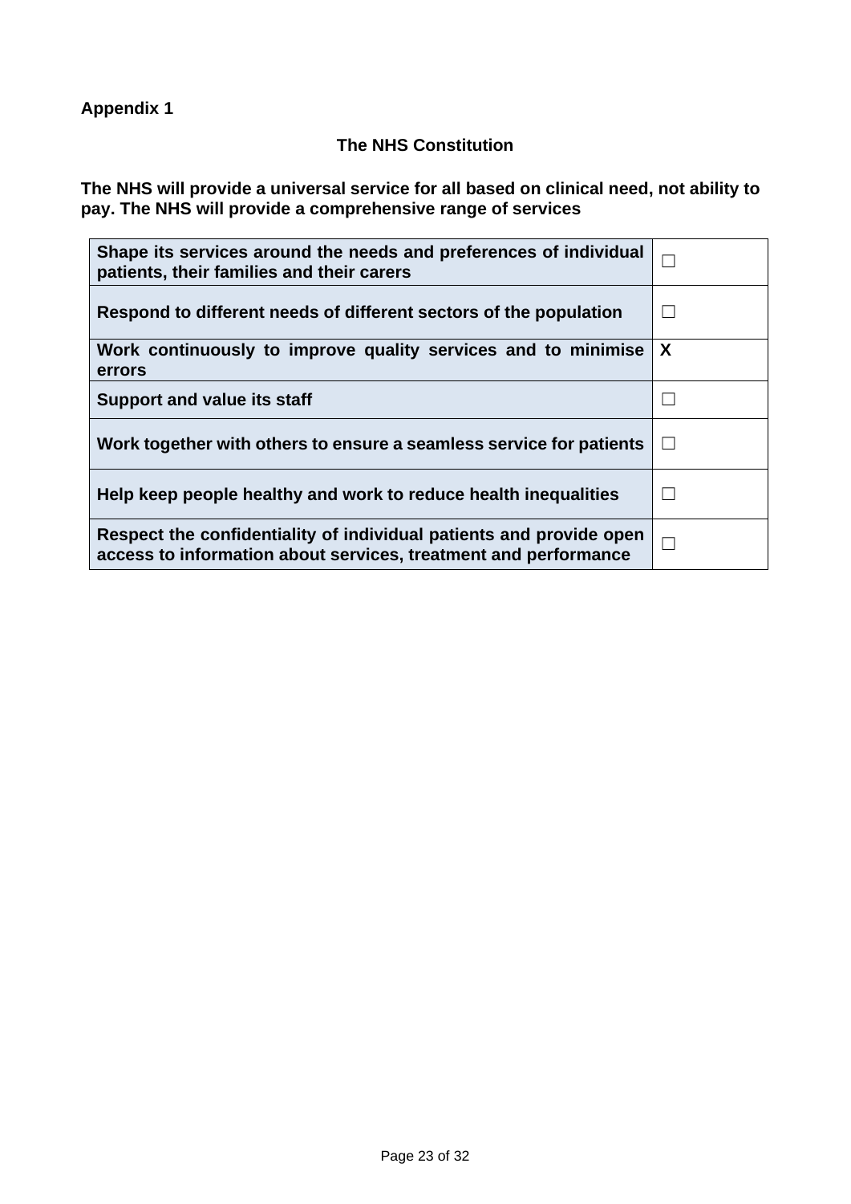**Appendix 1**

## The NHS Constitution

**The NHS will provide a universal service for all based on clinical need, not ability to pay. The NHS will provide a comprehensive range of services**

| | |
|---|---|
| **Shape its services around the needs and preferences of individual patients, their families and their carers** | ☐ |
| **Respond to different needs of different sectors of the population** | ☐ |
| **Work continuously to improve quality services and to minimise errors** | **X** |
| **Support and value its staff** | ☐ |
| **Work together with others to ensure a seamless service for patients** | ☐ |
| **Help keep people healthy and work to reduce health inequalities** | ☐ |
| **Respect the confidentiality of individual patients and provide open access to information about services, treatment and performance** | ☐ |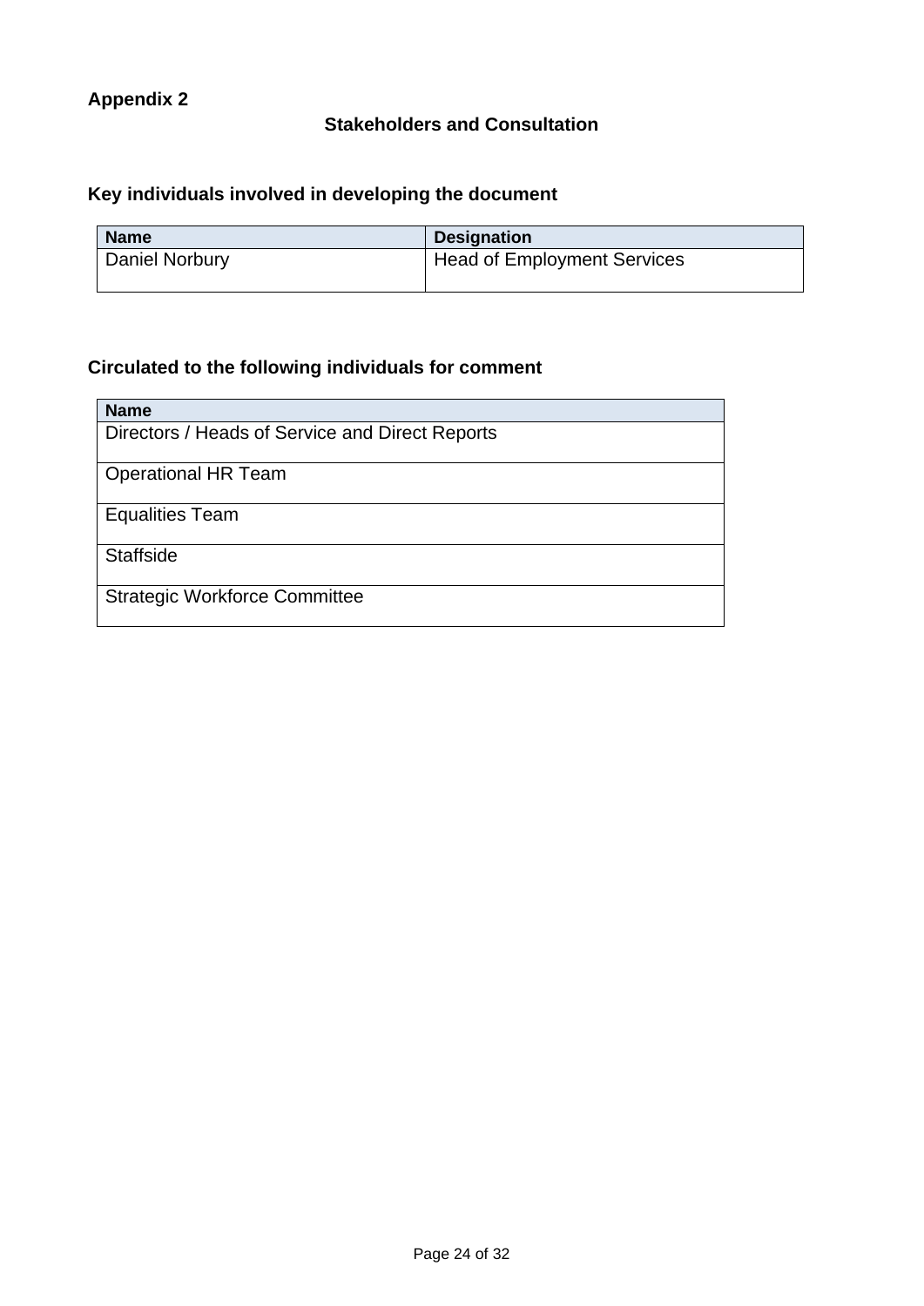**Appendix 2**

## Stakeholders and Consultation

### Key individuals involved in developing the document

| Name | Designation |
| --- | --- |
| Daniel Norbury | Head of Employment Services |

### Circulated to the following individuals for comment

| Name |
| --- |
| Directors / Heads of Service and Direct Reports |
| Operational HR Team |
| Equalities Team |
| Staffside |
| Strategic Workforce Committee |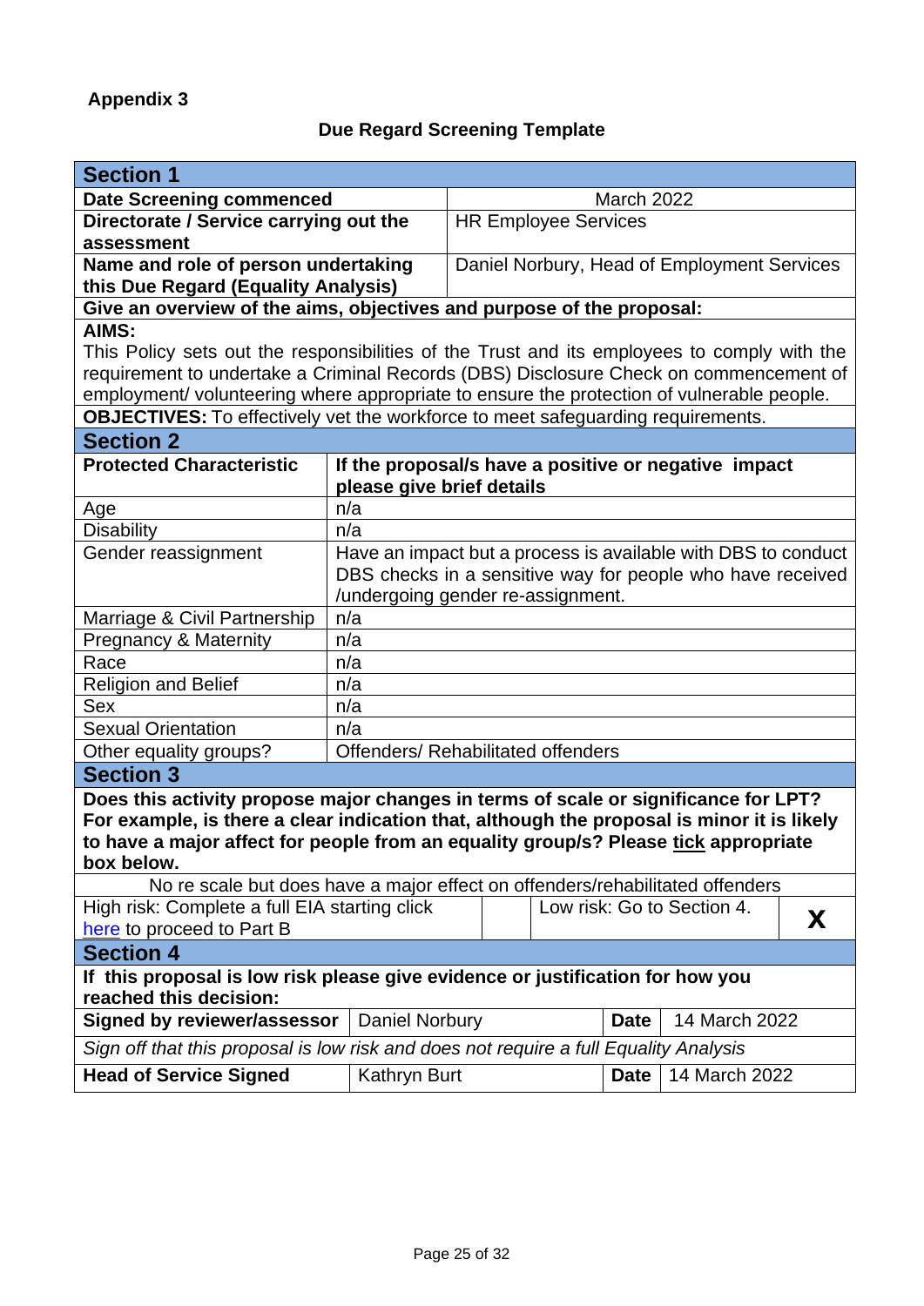**Appendix 3**

## Due Regard Screening Template

| **Section 1** | |
|---|---|
| **Date Screening commenced** | March 2022 |
| **Directorate / Service carrying out the assessment** | HR Employee Services |
| **Name and role of person undertaking this Due Regard (Equality Analysis)** | Daniel Norbury, Head of Employment Services |
| **Give an overview of the aims, objectives and purpose of the proposal:** | |
| **AIMS:** This Policy sets out the responsibilities of the Trust and its employees to comply with the requirement to undertake a Criminal Records (DBS) Disclosure Check on commencement of employment/ volunteering where appropriate to ensure the protection of vulnerable people. | |
| **OBJECTIVES:** To effectively vet the workforce to meet safeguarding requirements. | |

| **Section 2** | |
|---|---|
| **Protected Characteristic** | **If the proposal/s have a positive or negative impact please give brief details** |
| Age | n/a |
| Disability | n/a |
| Gender reassignment | Have an impact but a process is available with DBS to conduct DBS checks in a sensitive way for people who have received /undergoing gender re-assignment. |
| Marriage & Civil Partnership | n/a |
| Pregnancy & Maternity | n/a |
| Race | n/a |
| Religion and Belief | n/a |
| Sex | n/a |
| Sexual Orientation | n/a |
| Other equality groups? | Offenders/ Rehabilitated offenders |

| **Section 3** | | | |
|---|---|---|---|
| **Does this activity propose major changes in terms of scale or significance for LPT? For example, is there a clear indication that, although the proposal is minor it is likely to have a major affect for people from an equality group/s? Please tick appropriate box below.** | | | |
| No re scale but does have a major effect on offenders/rehabilitated offenders | | | |
| High risk: Complete a full EIA starting click [here](#) to proceed to Part B | | Low risk: Go to Section 4. | **X** |

| **Section 4** | | | |
|---|---|---|---|
| **If this proposal is low risk please give evidence or justification for how you reached this decision:** | | | |
| **Signed by reviewer/assessor** | Daniel Norbury | **Date** | 14 March 2022 |
| *Sign off that this proposal is low risk and does not require a full Equality Analysis* | | | |
| **Head of Service Signed** | Kathryn Burt | **Date** | 14 March 2022 |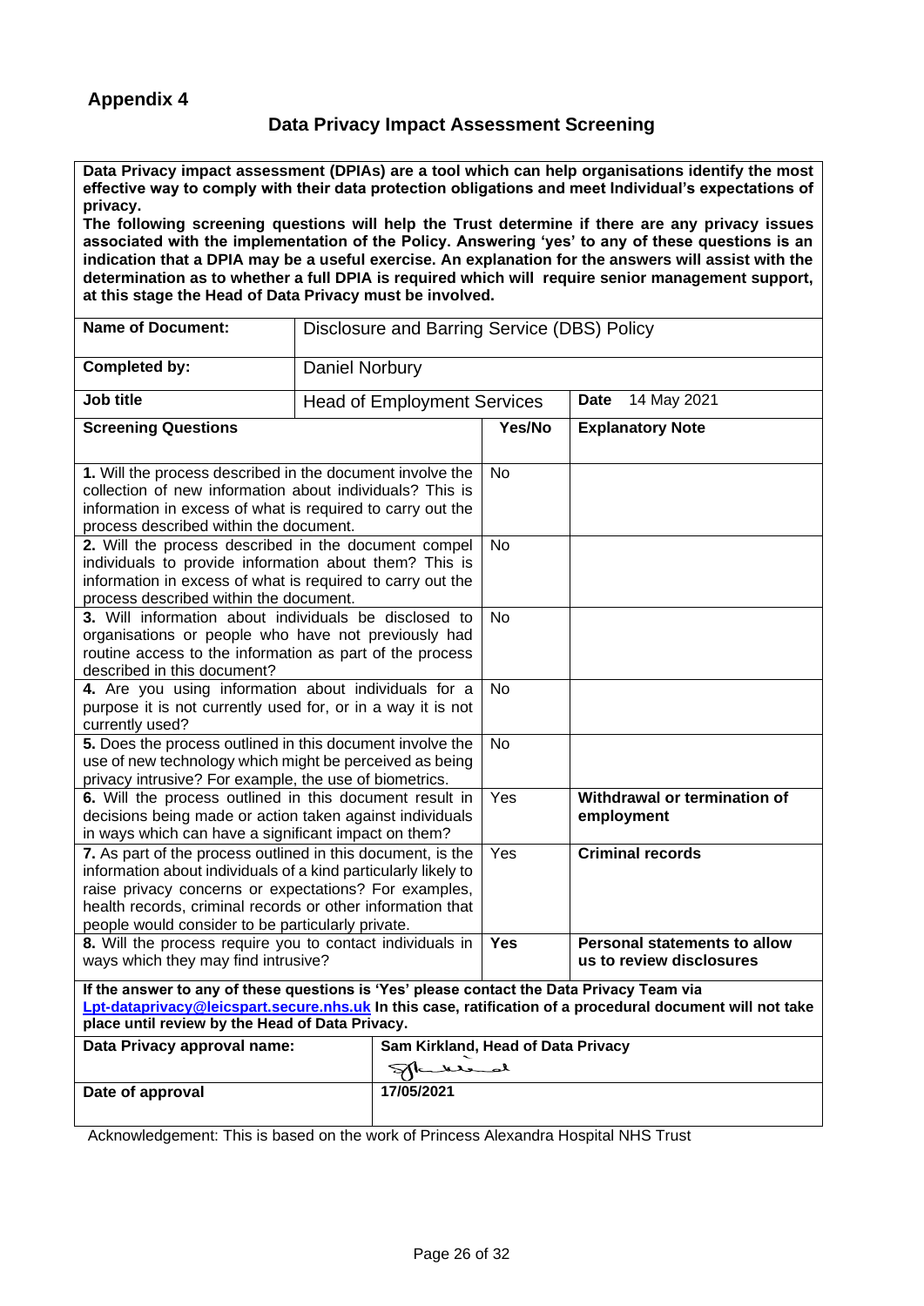## Appendix 4

### Data Privacy Impact Assessment Screening

**Data Privacy impact assessment (DPIAs) are a tool which can help organisations identify the most effective way to comply with their data protection obligations and meet Individual's expectations of privacy.**
**The following screening questions will help the Trust determine if there are any privacy issues associated with the implementation of the Policy. Answering 'yes' to any of these questions is an indication that a DPIA may be a useful exercise. An explanation for the answers will assist with the determination as to whether a full DPIA is required which will require senior management support, at this stage the Head of Data Privacy must be involved.**

| **Name of Document:** | Disclosure and Barring Service (DBS) Policy | | |
|---|---|---|---|
| **Completed by:** | Daniel Norbury | | |
| **Job title** | Head of Employment Services | | **Date** 14 May 2021 |
| **Screening Questions** | | **Yes/No** | **Explanatory Note** |
| **1.** Will the process described in the document involve the collection of new information about individuals? This is information in excess of what is required to carry out the process described within the document. | | No | |
| **2.** Will the process described in the document compel individuals to provide information about them? This is information in excess of what is required to carry out the process described within the document. | | No | |
| **3.** Will information about individuals be disclosed to organisations or people who have not previously had routine access to the information as part of the process described in this document? | | No | |
| **4.** Are you using information about individuals for a purpose it is not currently used for, or in a way it is not currently used? | | No | |
| **5.** Does the process outlined in this document involve the use of new technology which might be perceived as being privacy intrusive? For example, the use of biometrics. | | No | |
| **6.** Will the process outlined in this document result in decisions being made or action taken against individuals in ways which can have a significant impact on them? | | Yes | **Withdrawal or termination of employment** |
| **7.** As part of the process outlined in this document, is the information about individuals of a kind particularly likely to raise privacy concerns or expectations? For examples, health records, criminal records or other information that people would consider to be particularly private. | | Yes | **Criminal records** |
| **8.** Will the process require you to contact individuals in ways which they may find intrusive? | | **Yes** | **Personal statements to allow us to review disclosures** |

**If the answer to any of these questions is 'Yes' please contact the Data Privacy Team via Lpt-dataprivacy@leicspart.secure.nhs.uk In this case, ratification of a procedural document will not take place until review by the Head of Data Privacy.**

| **Data Privacy approval name:** | **Sam Kirkland, Head of Data Privacy** |
|---|---|
| **Date of approval** | **17/05/2021** |

Acknowledgement: This is based on the work of Princess Alexandra Hospital NHS Trust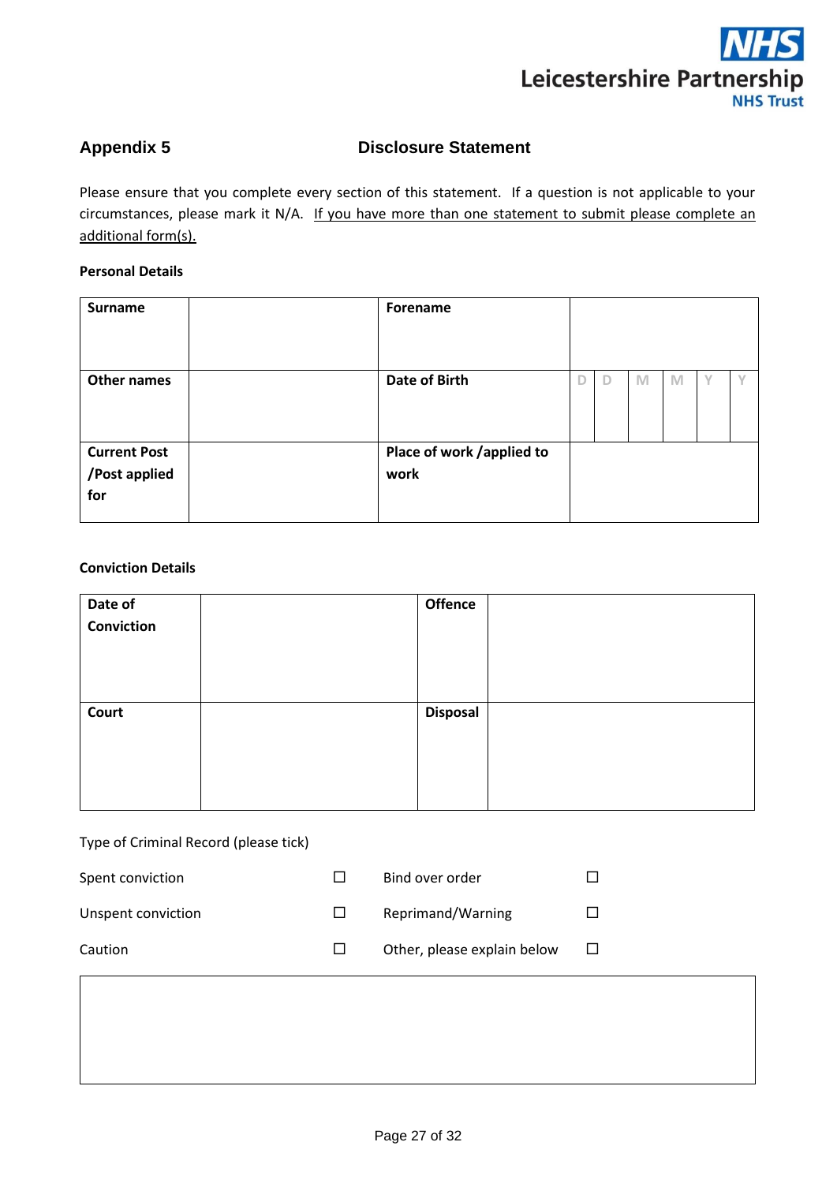## Appendix 5 Disclosure Statement

Please ensure that you complete every section of this statement. If a question is not applicable to your circumstances, please mark it N/A. If you have more than one statement to submit please complete an additional form(s).

**Personal Details**

| **Surname** | | **Forename** | |
|---|---|---|---|
| **Other names** | | **Date of Birth** | D D M M Y Y |
| **Current Post /Post applied for** | | **Place of work /applied to work** | |

**Conviction Details**

| **Date of Conviction** | | **Offence** | |
|---|---|---|---|
| **Court** | | **Disposal** | |

Type of Criminal Record (please tick)

| | | | |
|---|---|---|---|
| Spent conviction | ☐ | Bind over order | ☐ |
| Unspent conviction | ☐ | Reprimand/Warning | ☐ |
| Caution | ☐ | Other, please explain below | ☐ |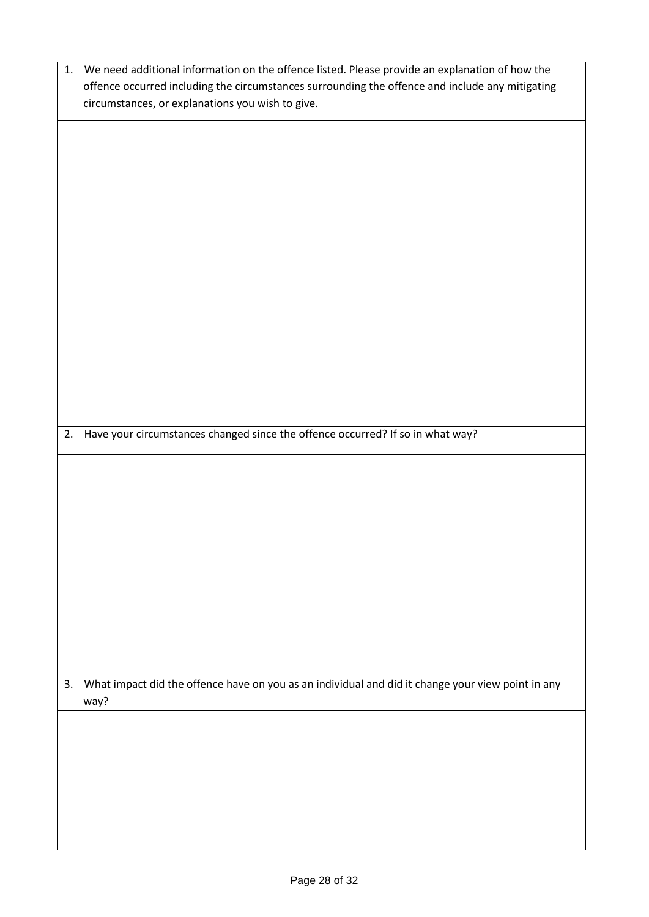1. We need additional information on the offence listed. Please provide an explanation of how the offence occurred including the circumstances surrounding the offence and include any mitigating circumstances, or explanations you wish to give.

2. Have your circumstances changed since the offence occurred? If so in what way?

3. What impact did the offence have on you as an individual and did it change your view point in any way?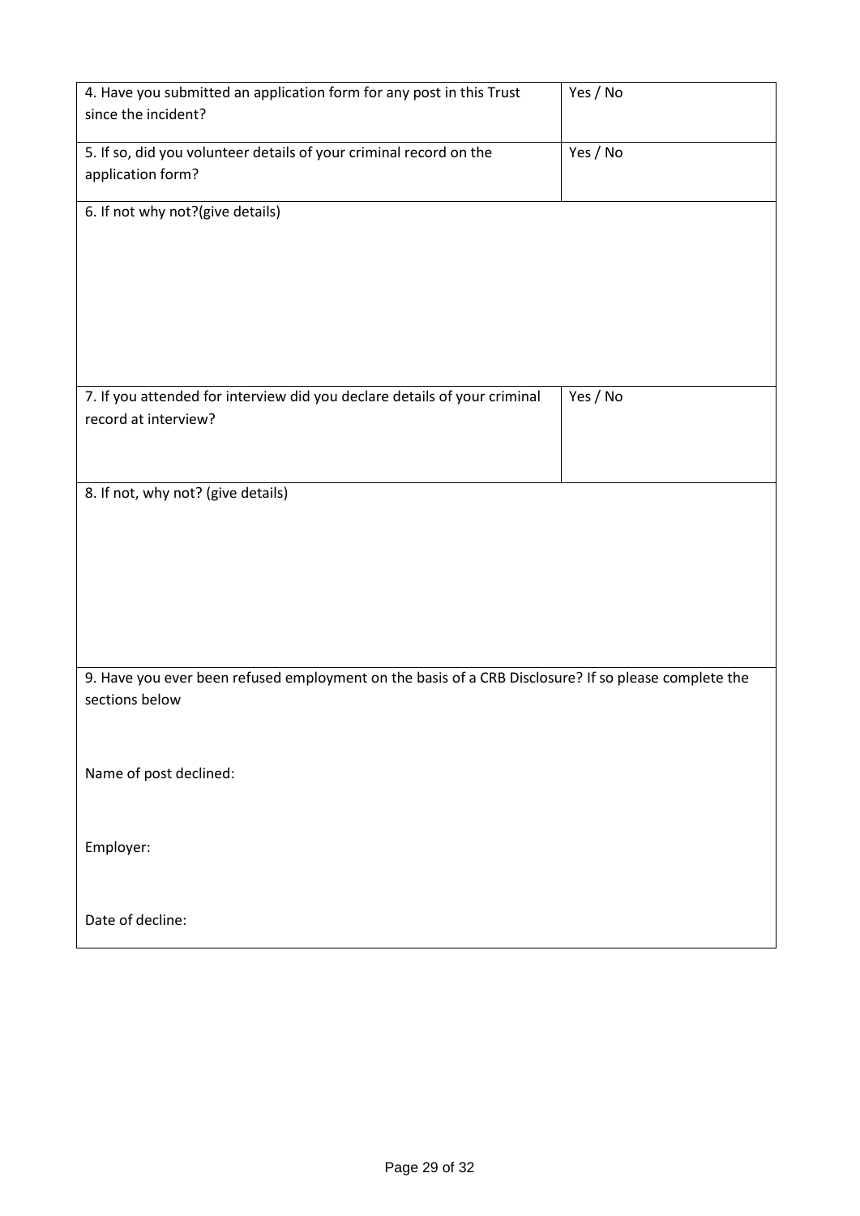| 4. Have you submitted an application form for any post in this Trust since the incident? | Yes / No |
| --- | --- |
| 5. If so, did you volunteer details of your criminal record on the application form? | Yes / No |
| 6. If not why not?(give details) | |
| 7. If you attended for interview did you declare details of your criminal record at interview? | Yes / No |
| 8. If not, why not? (give details) | |
| 9. Have you ever been refused employment on the basis of a CRB Disclosure? If so please complete the sections below<br><br>Name of post declined:<br><br>Employer:<br><br>Date of decline: | |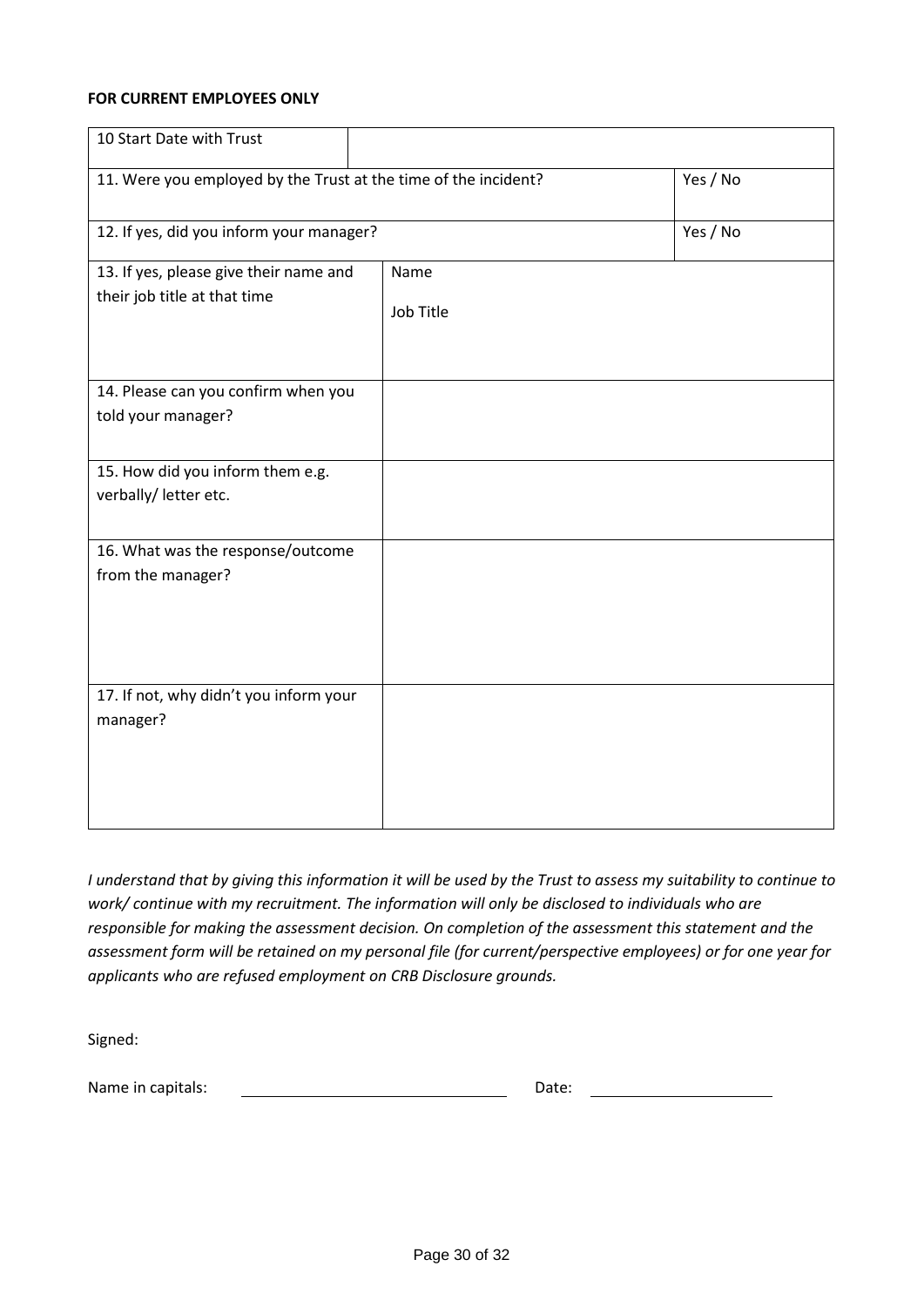**FOR CURRENT EMPLOYEES ONLY**

| | |
|---|---|
| 10 Start Date with Trust | |
| 11. Were you employed by the Trust at the time of the incident? | Yes / No |
| 12. If yes, did you inform your manager? | Yes / No |
| 13. If yes, please give their name and their job title at that time | Name<br><br>Job Title |
| 14. Please can you confirm when you told your manager? | |
| 15. How did you inform them e.g. verbally/ letter etc. | |
| 16. What was the response/outcome from the manager? | |
| 17. If not, why didn't you inform your manager? | |

*I understand that by giving this information it will be used by the Trust to assess my suitability to continue to work/ continue with my recruitment. The information will only be disclosed to individuals who are responsible for making the assessment decision. On completion of the assessment this statement and the assessment form will be retained on my personal file (for current/perspective employees) or for one year for applicants who are refused employment on CRB Disclosure grounds.*

Signed:

Name in capitals: ______________________________ Date: ____________________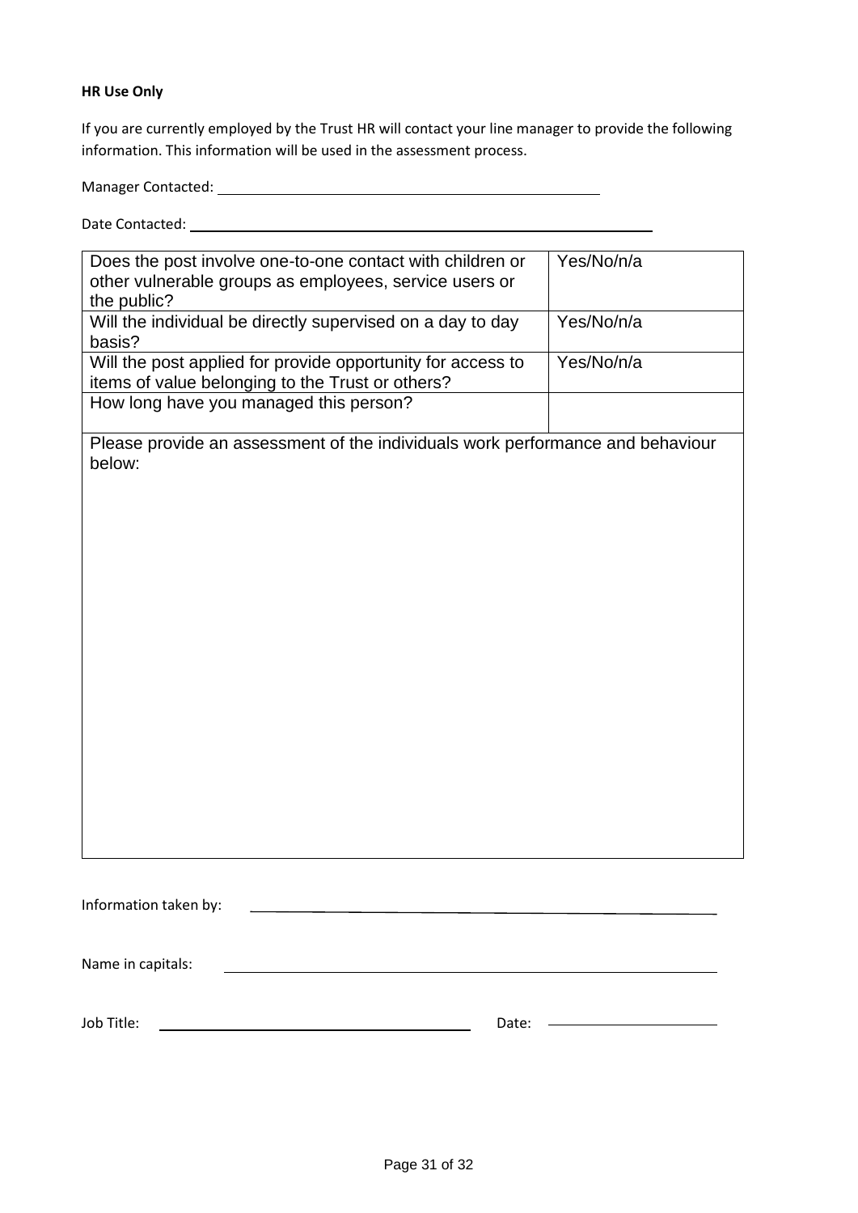**HR Use Only**

If you are currently employed by the Trust HR will contact your line manager to provide the following information. This information will be used in the assessment process.

Manager Contacted: ______________________________

Date Contacted: ______________________________

| Does the post involve one-to-one contact with children or other vulnerable groups as employees, service users or the public? | Yes/No/n/a |
|---|---|
| Will the individual be directly supervised on a day to day basis? | Yes/No/n/a |
| Will the post applied for provide opportunity for access to items of value belonging to the Trust or others? | Yes/No/n/a |
| How long have you managed this person? | |

| Please provide an assessment of the individuals work performance and behaviour below: |
|---|
| |

Information taken by: ______________________________

Name in capitals: ______________________________

Job Title: ______________________________ Date: ______________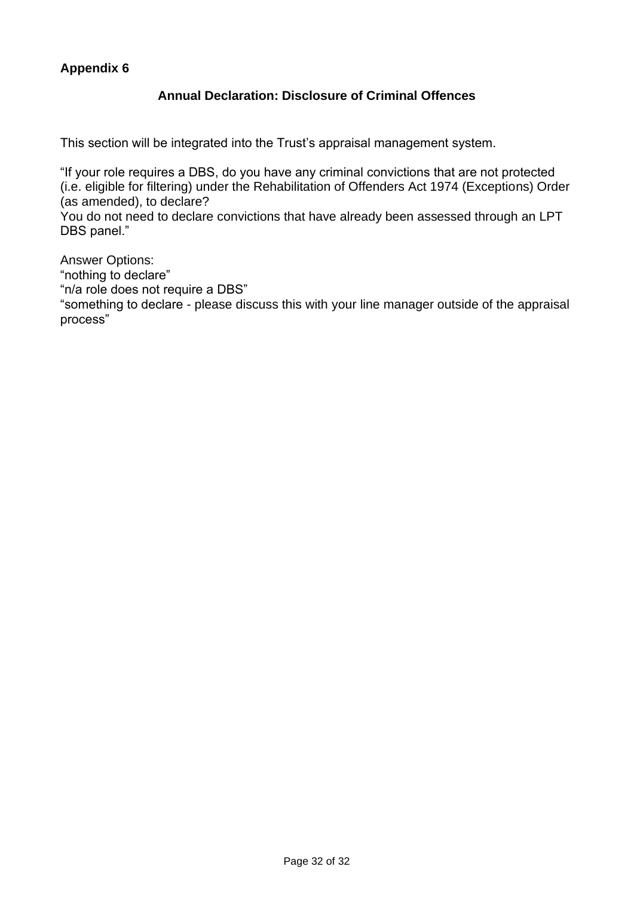**Appendix 6**

## Annual Declaration: Disclosure of Criminal Offences

This section will be integrated into the Trust's appraisal management system.

"If your role requires a DBS, do you have any criminal convictions that are not protected (i.e. eligible for filtering) under the Rehabilitation of Offenders Act 1974 (Exceptions) Order (as amended), to declare?
You do not need to declare convictions that have already been assessed through an LPT DBS panel."

Answer Options:
"nothing to declare"
"n/a role does not require a DBS"
"something to declare - please discuss this with your line manager outside of the appraisal process"